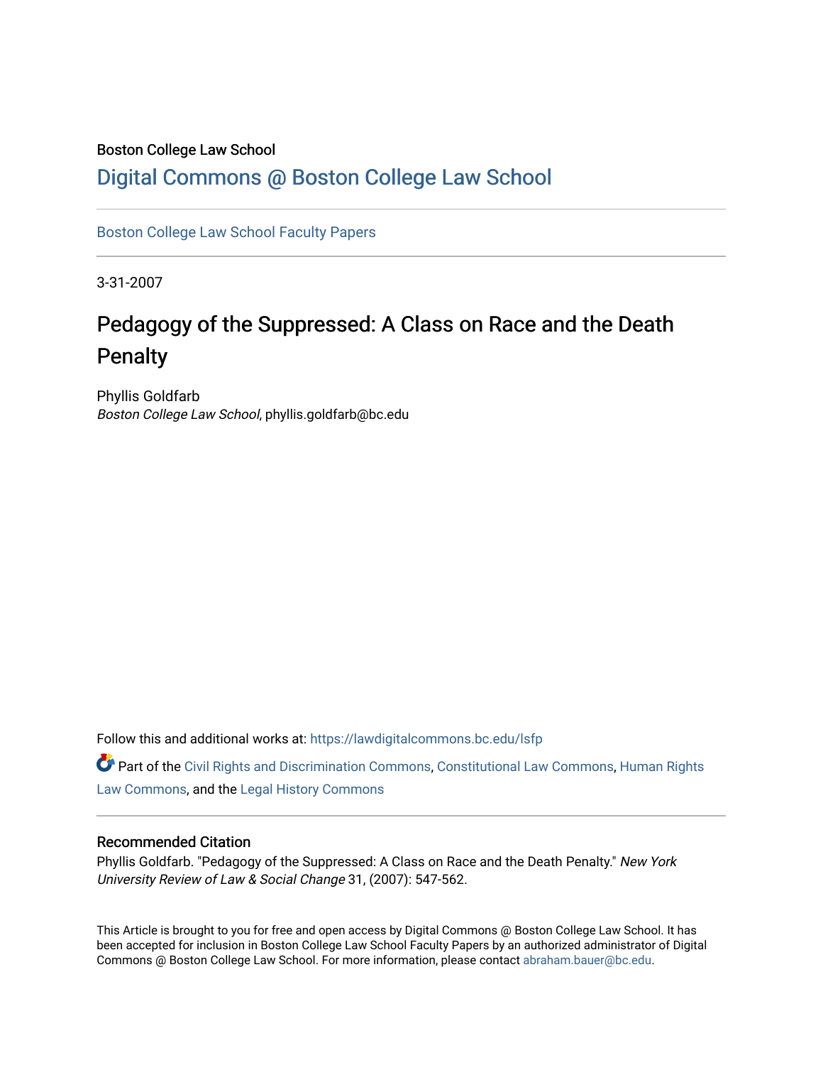Boston College Law School

# Digital Commons @ Boston College Law School

Boston College Law School Faculty Papers

3-31-2007

## Pedagogy of the Suppressed: A Class on Race and the Death Penalty

Phyllis Goldfarb
*Boston College Law School*, phyllis.goldfarb@bc.edu

Follow this and additional works at: https://lawdigitalcommons.bc.edu/lsfp

Part of the Civil Rights and Discrimination Commons, Constitutional Law Commons, Human Rights Law Commons, and the Legal History Commons

### Recommended Citation

Phyllis Goldfarb. "Pedagogy of the Suppressed: A Class on Race and the Death Penalty." *New York University Review of Law & Social Change* 31, (2007): 547-562.

This Article is brought to you for free and open access by Digital Commons @ Boston College Law School. It has been accepted for inclusion in Boston College Law School Faculty Papers by an authorized administrator of Digital Commons @ Boston College Law School. For more information, please contact abraham.bauer@bc.edu.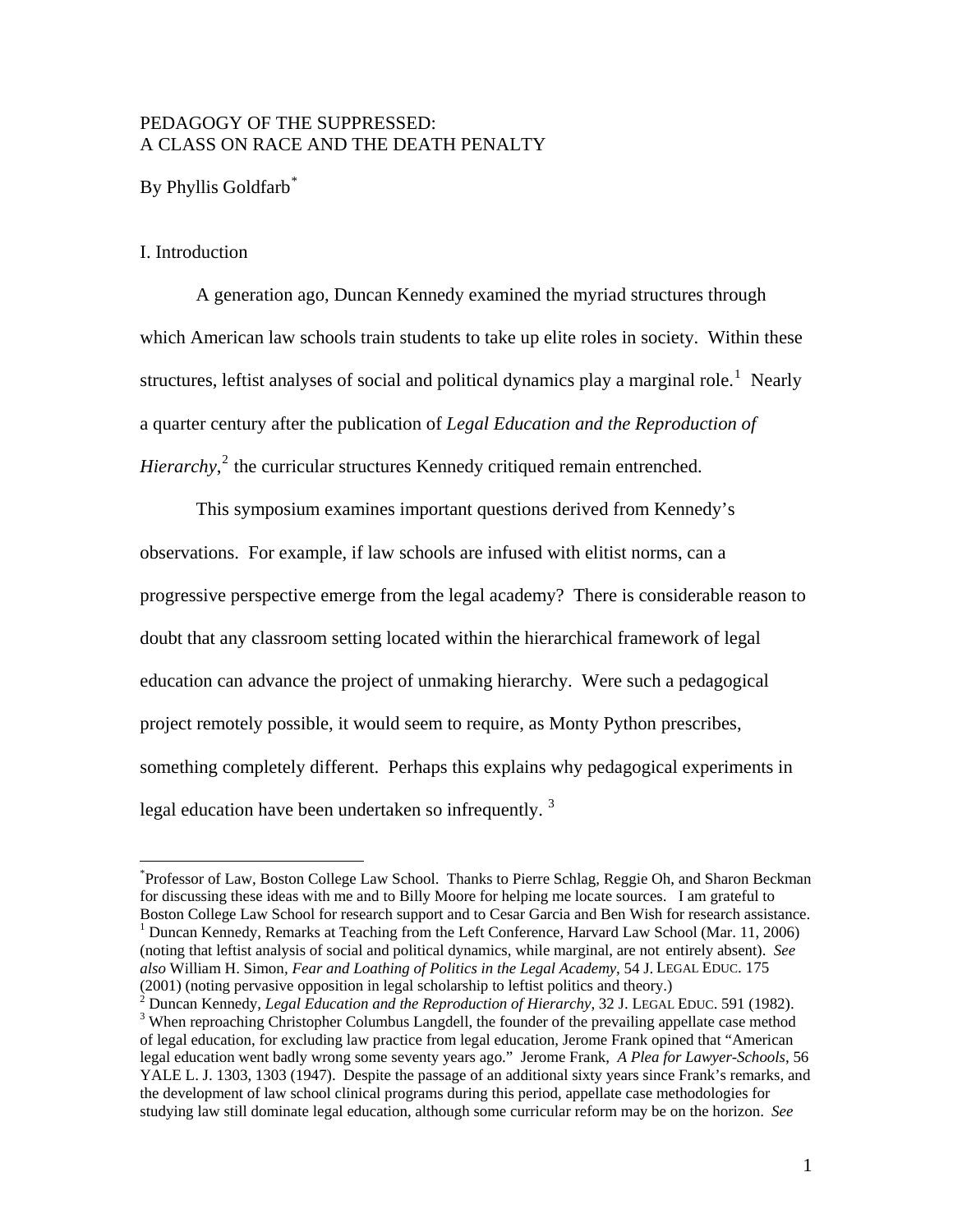PEDAGOGY OF THE SUPPRESSED:
A CLASS ON RACE AND THE DEATH PENALTY

By Phyllis Goldfarb[*]

## I. Introduction

A generation ago, Duncan Kennedy examined the myriad structures through which American law schools train students to take up elite roles in society. Within these structures, leftist analyses of social and political dynamics play a marginal role.[1] Nearly a quarter century after the publication of *Legal Education and the Reproduction of Hierarchy*,[2] the curricular structures Kennedy critiqued remain entrenched.

This symposium examines important questions derived from Kennedy's observations. For example, if law schools are infused with elitist norms, can a progressive perspective emerge from the legal academy? There is considerable reason to doubt that any classroom setting located within the hierarchical framework of legal education can advance the project of unmaking hierarchy. Were such a pedagogical project remotely possible, it would seem to require, as Monty Python prescribes, something completely different. Perhaps this explains why pedagogical experiments in legal education have been undertaken so infrequently.[3]

---

[*] Professor of Law, Boston College Law School. Thanks to Pierre Schlag, Reggie Oh, and Sharon Beckman for discussing these ideas with me and to Billy Moore for helping me locate sources. I am grateful to Boston College Law School for research support and to Cesar Garcia and Ben Wish for research assistance.

[1] Duncan Kennedy, Remarks at Teaching from the Left Conference, Harvard Law School (Mar. 11, 2006) (noting that leftist analysis of social and political dynamics, while marginal, are not entirely absent). *See also* William H. Simon, *Fear and Loathing of Politics in the Legal Academy*, 54 J. LEGAL EDUC. 175 (2001) (noting pervasive opposition in legal scholarship to leftist politics and theory.)

[2] Duncan Kennedy, *Legal Education and the Reproduction of Hierarchy*, 32 J. LEGAL EDUC. 591 (1982).

[3] When reproaching Christopher Columbus Langdell, the founder of the prevailing appellate case method of legal education, for excluding law practice from legal education, Jerome Frank opined that "American legal education went badly wrong some seventy years ago." Jerome Frank, *A Plea for Lawyer-Schools*, 56 YALE L. J. 1303, 1303 (1947). Despite the passage of an additional sixty years since Frank's remarks, and the development of law school clinical programs during this period, appellate case methodologies for studying law still dominate legal education, although some curricular reform may be on the horizon. *See*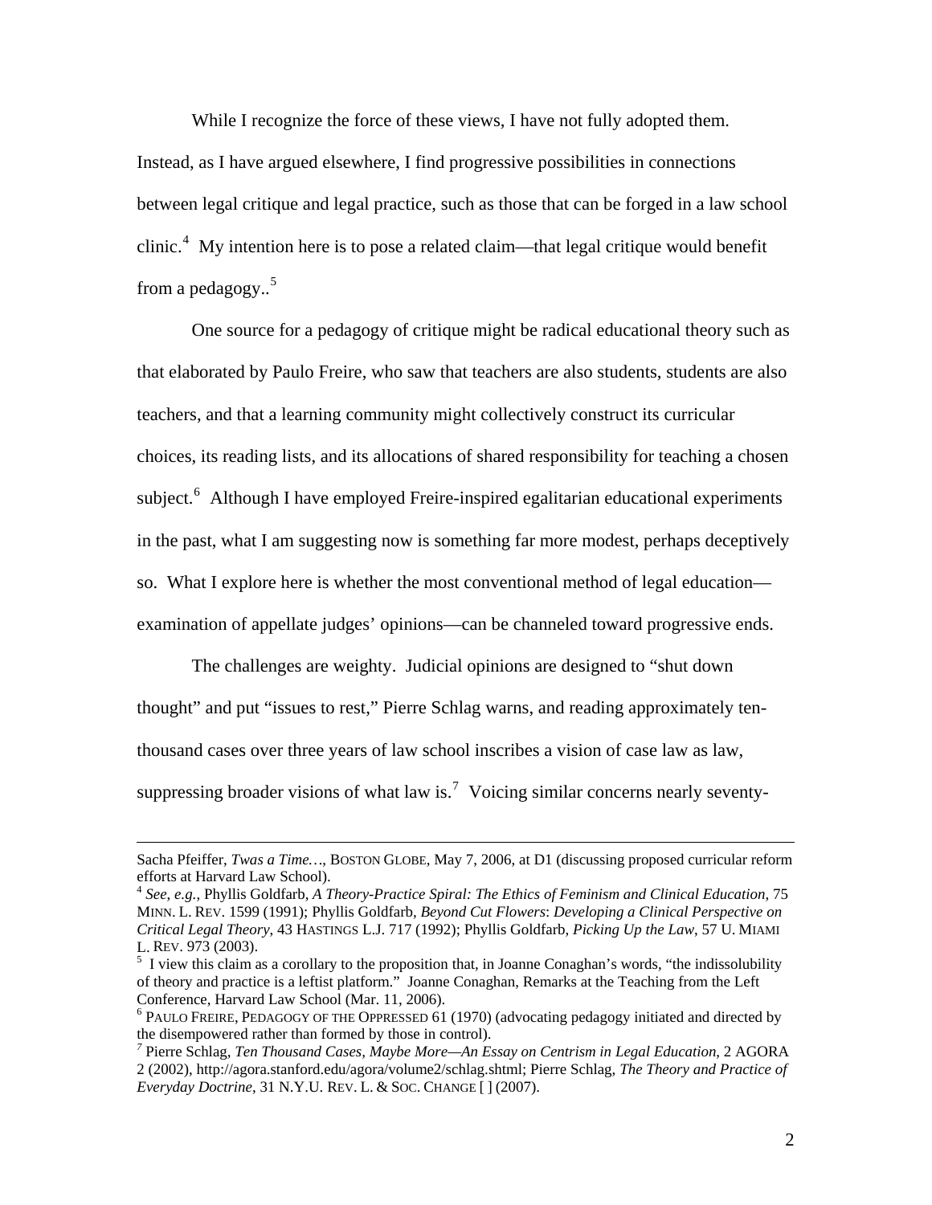While I recognize the force of these views, I have not fully adopted them. Instead, as I have argued elsewhere, I find progressive possibilities in connections between legal critique and legal practice, such as those that can be forged in a law school clinic.[4] My intention here is to pose a related claim—that legal critique would benefit from a pedagogy..[5]

One source for a pedagogy of critique might be radical educational theory such as that elaborated by Paulo Freire, who saw that teachers are also students, students are also teachers, and that a learning community might collectively construct its curricular choices, its reading lists, and its allocations of shared responsibility for teaching a chosen subject.[6] Although I have employed Freire-inspired egalitarian educational experiments in the past, what I am suggesting now is something far more modest, perhaps deceptively so. What I explore here is whether the most conventional method of legal education—examination of appellate judges' opinions—can be channeled toward progressive ends.

The challenges are weighty. Judicial opinions are designed to "shut down thought" and put "issues to rest," Pierre Schlag warns, and reading approximately ten-thousand cases over three years of law school inscribes a vision of case law as law, suppressing broader visions of what law is.[7] Voicing similar concerns nearly seventy-

---

Sacha Pfeiffer, *Twas a Time…*, BOSTON GLOBE, May 7, 2006, at D1 (discussing proposed curricular reform efforts at Harvard Law School).

[4] *See, e.g.*, Phyllis Goldfarb, *A Theory-Practice Spiral: The Ethics of Feminism and Clinical Education*, 75 MINN. L. REV. 1599 (1991); Phyllis Goldfarb, *Beyond Cut Flowers*: *Developing a Clinical Perspective on Critical Legal Theory*, 43 HASTINGS L.J. 717 (1992); Phyllis Goldfarb, *Picking Up the Law*, 57 U. MIAMI L. REV. 973 (2003).

[5] I view this claim as a corollary to the proposition that, in Joanne Conaghan's words, "the indissolubility of theory and practice is a leftist platform." Joanne Conaghan, Remarks at the Teaching from the Left Conference, Harvard Law School (Mar. 11, 2006).

[6] PAULO FREIRE, PEDAGOGY OF THE OPPRESSED 61 (1970) (advocating pedagogy initiated and directed by the disempowered rather than formed by those in control).

[7] Pierre Schlag, *Ten Thousand Cases, Maybe More—An Essay on Centrism in Legal Education*, 2 AGORA 2 (2002), http://agora.stanford.edu/agora/volume2/schlag.shtml; Pierre Schlag, *The Theory and Practice of Everyday Doctrine*, 31 N.Y.U. REV. L. & SOC. CHANGE [ ] (2007).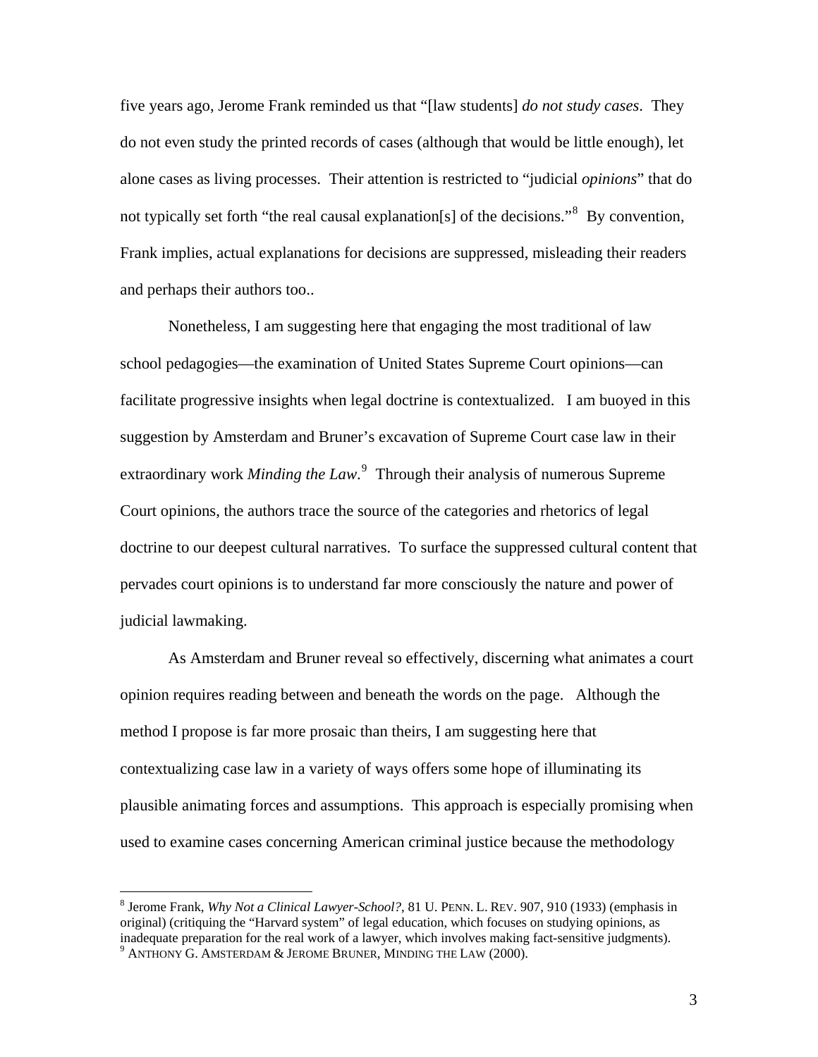five years ago, Jerome Frank reminded us that "[law students] *do not study cases*. They do not even study the printed records of cases (although that would be little enough), let alone cases as living processes. Their attention is restricted to "judicial *opinions*" that do not typically set forth "the real causal explanation[s] of the decisions."[8] By convention, Frank implies, actual explanations for decisions are suppressed, misleading their readers and perhaps their authors too..

Nonetheless, I am suggesting here that engaging the most traditional of law school pedagogies—the examination of United States Supreme Court opinions—can facilitate progressive insights when legal doctrine is contextualized. I am buoyed in this suggestion by Amsterdam and Bruner's excavation of Supreme Court case law in their extraordinary work *Minding the Law*.[9] Through their analysis of numerous Supreme Court opinions, the authors trace the source of the categories and rhetorics of legal doctrine to our deepest cultural narratives. To surface the suppressed cultural content that pervades court opinions is to understand far more consciously the nature and power of judicial lawmaking.

As Amsterdam and Bruner reveal so effectively, discerning what animates a court opinion requires reading between and beneath the words on the page. Although the method I propose is far more prosaic than theirs, I am suggesting here that contextualizing case law in a variety of ways offers some hope of illuminating its plausible animating forces and assumptions. This approach is especially promising when used to examine cases concerning American criminal justice because the methodology

---

[8] Jerome Frank, *Why Not a Clinical Lawyer-School?*, 81 U. PENN. L. REV. 907, 910 (1933) (emphasis in original) (critiquing the "Harvard system" of legal education, which focuses on studying opinions, as inadequate preparation for the real work of a lawyer, which involves making fact-sensitive judgments).

[9] ANTHONY G. AMSTERDAM & JEROME BRUNER, MINDING THE LAW (2000).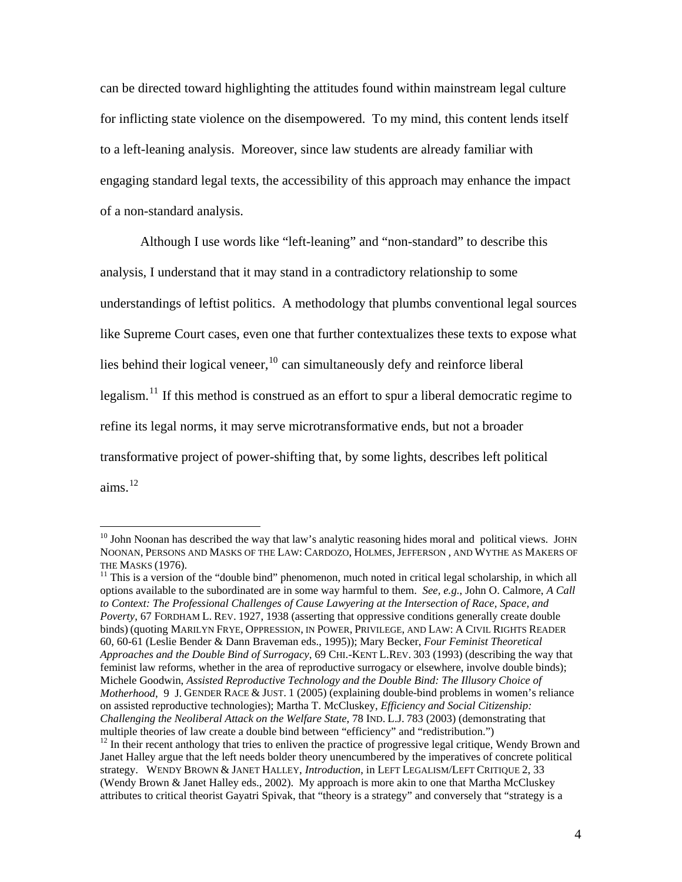can be directed toward highlighting the attitudes found within mainstream legal culture for inflicting state violence on the disempowered. To my mind, this content lends itself to a left-leaning analysis. Moreover, since law students are already familiar with engaging standard legal texts, the accessibility of this approach may enhance the impact of a non-standard analysis.

Although I use words like "left-leaning" and "non-standard" to describe this analysis, I understand that it may stand in a contradictory relationship to some understandings of leftist politics. A methodology that plumbs conventional legal sources like Supreme Court cases, even one that further contextualizes these texts to expose what lies behind their logical veneer,[10] can simultaneously defy and reinforce liberal legalism.[11] If this method is construed as an effort to spur a liberal democratic regime to refine its legal norms, it may serve microtransformative ends, but not a broader transformative project of power-shifting that, by some lights, describes left political aims.[12]

---

[10] John Noonan has described the way that law's analytic reasoning hides moral and political views. JOHN NOONAN, PERSONS AND MASKS OF THE LAW: CARDOZO, HOLMES, JEFFERSON, AND WYTHE AS MAKERS OF THE MASKS (1976).

[11] This is a version of the "double bind" phenomenon, much noted in critical legal scholarship, in which all options available to the subordinated are in some way harmful to them. *See, e.g.*, John O. Calmore, *A Call to Context: The Professional Challenges of Cause Lawyering at the Intersection of Race, Space, and Poverty*, 67 FORDHAM L. REV. 1927, 1938 (asserting that oppressive conditions generally create double binds) (quoting MARILYN FRYE, OPPRESSION, IN POWER, PRIVILEGE, AND LAW: A CIVIL RIGHTS READER 60, 60-61 (Leslie Bender & Dann Braveman eds., 1995)); Mary Becker, *Four Feminist Theoretical Approaches and the Double Bind of Surrogacy*, 69 CHI.-KENT L.REV. 303 (1993) (describing the way that feminist law reforms, whether in the area of reproductive surrogacy or elsewhere, involve double binds); Michele Goodwin, *Assisted Reproductive Technology and the Double Bind: The Illusory Choice of Motherhood*, 9 J. GENDER RACE & JUST. 1 (2005) (explaining double-bind problems in women's reliance on assisted reproductive technologies); Martha T. McCluskey, *Efficiency and Social Citizenship: Challenging the Neoliberal Attack on the Welfare State*, 78 IND. L.J. 783 (2003) (demonstrating that multiple theories of law create a double bind between "efficiency" and "redistribution.")

[12] In their recent anthology that tries to enliven the practice of progressive legal critique, Wendy Brown and Janet Halley argue that the left needs bolder theory unencumbered by the imperatives of concrete political strategy. WENDY BROWN & JANET HALLEY, *Introduction*, in LEFT LEGALISM/LEFT CRITIQUE 2, 33 (Wendy Brown & Janet Halley eds., 2002). My approach is more akin to one that Martha McCluskey attributes to critical theorist Gayatri Spivak, that "theory is a strategy" and conversely that "strategy is a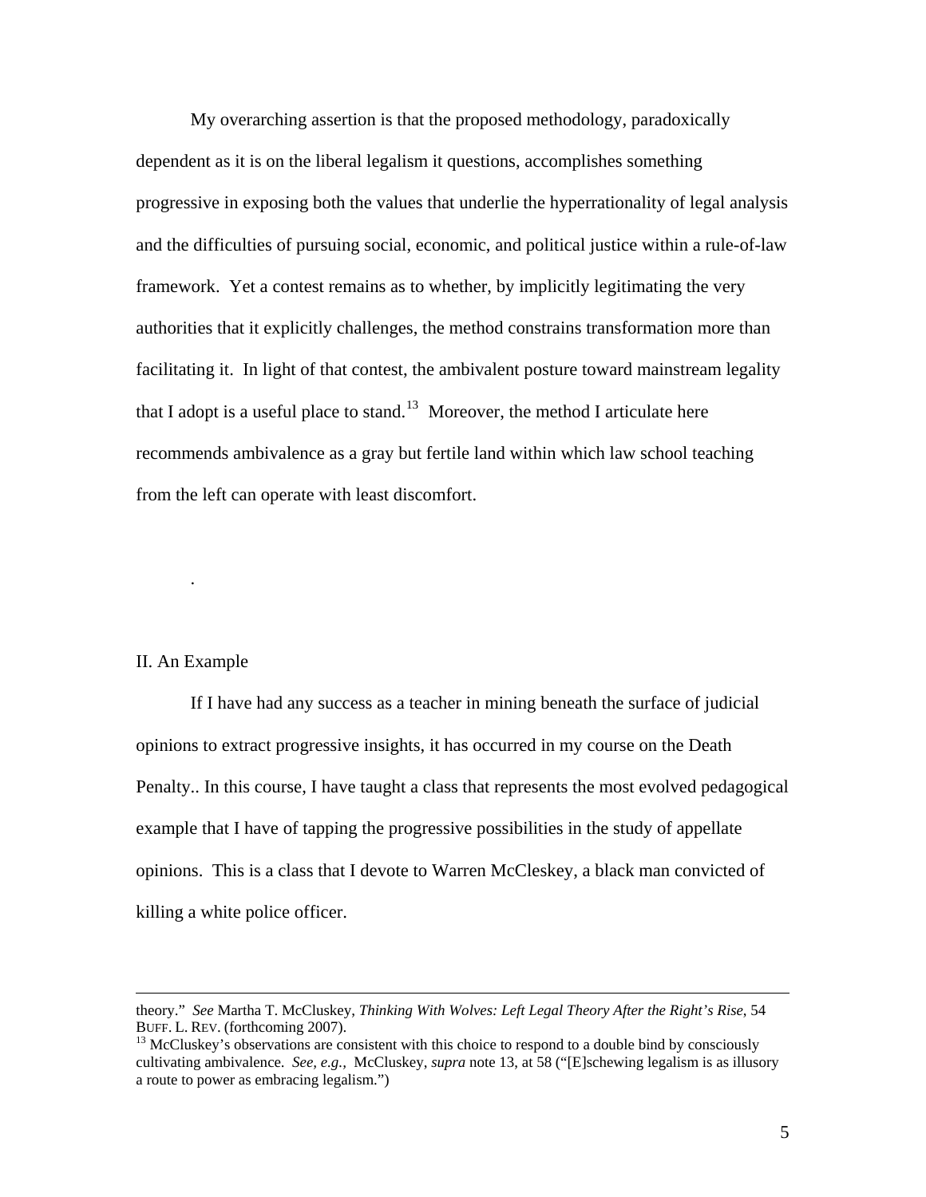My overarching assertion is that the proposed methodology, paradoxically dependent as it is on the liberal legalism it questions, accomplishes something progressive in exposing both the values that underlie the hyperrationality of legal analysis and the difficulties of pursuing social, economic, and political justice within a rule-of-law framework. Yet a contest remains as to whether, by implicitly legitimating the very authorities that it explicitly challenges, the method constrains transformation more than facilitating it. In light of that contest, the ambivalent posture toward mainstream legality that I adopt is a useful place to stand.[13] Moreover, the method I articulate here recommends ambivalence as a gray but fertile land within which law school teaching from the left can operate with least discomfort.

.

## II. An Example

If I have had any success as a teacher in mining beneath the surface of judicial opinions to extract progressive insights, it has occurred in my course on the Death Penalty.. In this course, I have taught a class that represents the most evolved pedagogical example that I have of tapping the progressive possibilities in the study of appellate opinions. This is a class that I devote to Warren McCleskey, a black man convicted of killing a white police officer.

---

theory." *See* Martha T. McCluskey, *Thinking With Wolves: Left Legal Theory After the Right's Rise*, 54 BUFF. L. REV. (forthcoming 2007).

[13] McCluskey's observations are consistent with this choice to respond to a double bind by consciously cultivating ambivalence. *See, e.g.,* McCluskey, *supra* note 13, at 58 ("[E]schewing legalism is as illusory a route to power as embracing legalism.")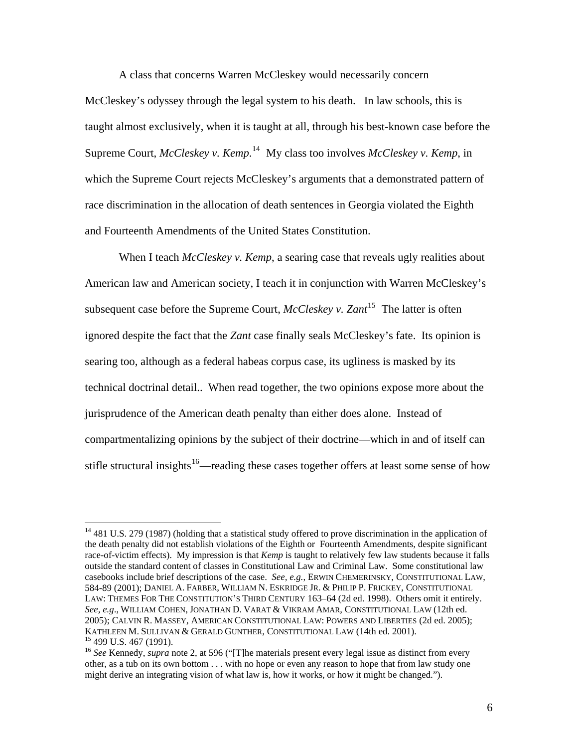A class that concerns Warren McCleskey would necessarily concern McCleskey's odyssey through the legal system to his death. In law schools, this is taught almost exclusively, when it is taught at all, through his best-known case before the Supreme Court, *McCleskey v. Kemp*.[14] My class too involves *McCleskey v. Kemp*, in which the Supreme Court rejects McCleskey's arguments that a demonstrated pattern of race discrimination in the allocation of death sentences in Georgia violated the Eighth and Fourteenth Amendments of the United States Constitution.

When I teach *McCleskey v. Kemp*, a searing case that reveals ugly realities about American law and American society, I teach it in conjunction with Warren McCleskey's subsequent case before the Supreme Court, *McCleskey v. Zant*[15] The latter is often ignored despite the fact that the *Zant* case finally seals McCleskey's fate. Its opinion is searing too, although as a federal habeas corpus case, its ugliness is masked by its technical doctrinal detail.. When read together, the two opinions expose more about the jurisprudence of the American death penalty than either does alone. Instead of compartmentalizing opinions by the subject of their doctrine—which in and of itself can stifle structural insights[16]—reading these cases together offers at least some sense of how

---

[14] 481 U.S. 279 (1987) (holding that a statistical study offered to prove discrimination in the application of the death penalty did not establish violations of the Eighth or Fourteenth Amendments, despite significant race-of-victim effects). My impression is that *Kemp* is taught to relatively few law students because it falls outside the standard content of classes in Constitutional Law and Criminal Law. Some constitutional law casebooks include brief descriptions of the case. *See, e.g.*, ERWIN CHEMERINSKY, CONSTITUTIONAL LAW, 584-89 (2001); DANIEL A. FARBER, WILLIAM N. ESKRIDGE JR. & PHILIP P. FRICKEY, CONSTITUTIONAL LAW: THEMES FOR THE CONSTITUTION'S THIRD CENTURY 163–64 (2d ed. 1998). Others omit it entirely. *See, e.g*., WILLIAM COHEN, JONATHAN D. VARAT & VIKRAM AMAR, CONSTITUTIONAL LAW (12th ed. 2005); CALVIN R. MASSEY, AMERICAN CONSTITUTIONAL LAW: POWERS AND LIBERTIES (2d ed. 2005); KATHLEEN M. SULLIVAN & GERALD GUNTHER, CONSTITUTIONAL LAW (14th ed. 2001).

[15] 499 U.S. 467 (1991).

[16] *See* Kennedy, *supra* note 2, at 596 ("[T]he materials present every legal issue as distinct from every other, as a tub on its own bottom . . . with no hope or even any reason to hope that from law study one might derive an integrating vision of what law is, how it works, or how it might be changed.").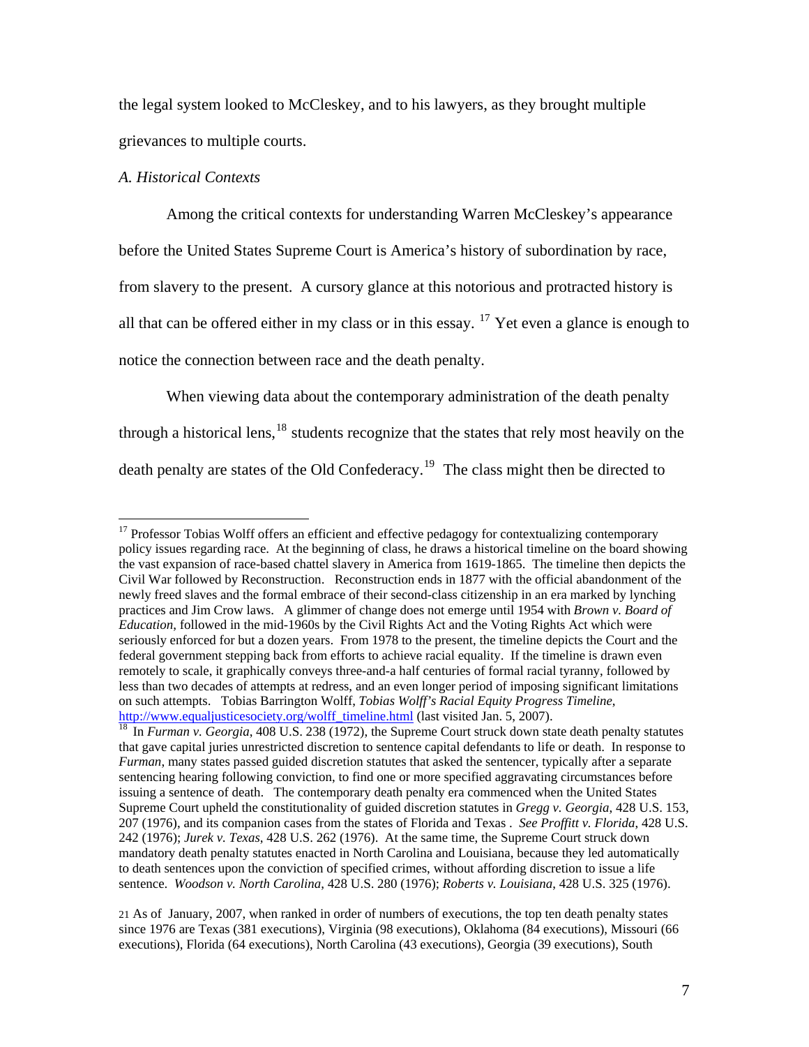the legal system looked to McCleskey, and to his lawyers, as they brought multiple grievances to multiple courts.

*A. Historical Contexts*

Among the critical contexts for understanding Warren McCleskey's appearance before the United States Supreme Court is America's history of subordination by race, from slavery to the present. A cursory glance at this notorious and protracted history is all that can be offered either in my class or in this essay. [17] Yet even a glance is enough to notice the connection between race and the death penalty.

When viewing data about the contemporary administration of the death penalty through a historical lens,[18] students recognize that the states that rely most heavily on the death penalty are states of the Old Confederacy.[19] The class might then be directed to

---

[17] Professor Tobias Wolff offers an efficient and effective pedagogy for contextualizing contemporary policy issues regarding race. At the beginning of class, he draws a historical timeline on the board showing the vast expansion of race-based chattel slavery in America from 1619-1865. The timeline then depicts the Civil War followed by Reconstruction. Reconstruction ends in 1877 with the official abandonment of the newly freed slaves and the formal embrace of their second-class citizenship in an era marked by lynching practices and Jim Crow laws. A glimmer of change does not emerge until 1954 with *Brown v. Board of Education*, followed in the mid-1960s by the Civil Rights Act and the Voting Rights Act which were seriously enforced for but a dozen years. From 1978 to the present, the timeline depicts the Court and the federal government stepping back from efforts to achieve racial equality. If the timeline is drawn even remotely to scale, it graphically conveys three-and-a half centuries of formal racial tyranny, followed by less than two decades of attempts at redress, and an even longer period of imposing significant limitations on such attempts. Tobias Barrington Wolff, *Tobias Wolff's Racial Equity Progress Timeline*, http://www.equaljusticesociety.org/wolff_timeline.html (last visited Jan. 5, 2007).

[18] In *Furman v. Georgia*, 408 U.S. 238 (1972), the Supreme Court struck down state death penalty statutes that gave capital juries unrestricted discretion to sentence capital defendants to life or death. In response to *Furman*, many states passed guided discretion statutes that asked the sentencer, typically after a separate sentencing hearing following conviction, to find one or more specified aggravating circumstances before issuing a sentence of death. The contemporary death penalty era commenced when the United States Supreme Court upheld the constitutionality of guided discretion statutes in *Gregg v. Georgia*, 428 U.S. 153, 207 (1976), and its companion cases from the states of Florida and Texas . *See Proffitt v. Florida*, 428 U.S. 242 (1976); *Jurek v. Texas*, 428 U.S. 262 (1976). At the same time, the Supreme Court struck down mandatory death penalty statutes enacted in North Carolina and Louisiana, because they led automatically to death sentences upon the conviction of specified crimes, without affording discretion to issue a life sentence. *Woodson v. North Carolina*, 428 U.S. 280 (1976); *Roberts v. Louisiana*, 428 U.S. 325 (1976).

21 As of January, 2007, when ranked in order of numbers of executions, the top ten death penalty states since 1976 are Texas (381 executions), Virginia (98 executions), Oklahoma (84 executions), Missouri (66 executions), Florida (64 executions), North Carolina (43 executions), Georgia (39 executions), South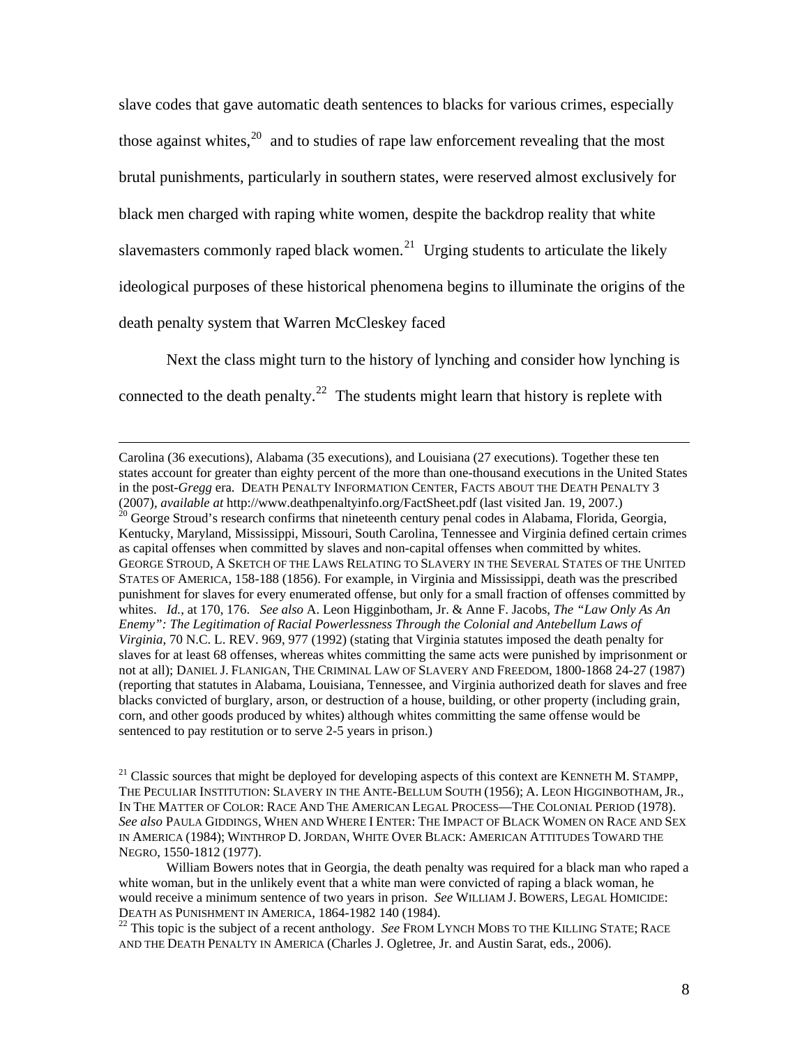slave codes that gave automatic death sentences to blacks for various crimes, especially those against whites,[20] and to studies of rape law enforcement revealing that the most brutal punishments, particularly in southern states, were reserved almost exclusively for black men charged with raping white women, despite the backdrop reality that white slavemasters commonly raped black women.[21] Urging students to articulate the likely ideological purposes of these historical phenomena begins to illuminate the origins of the death penalty system that Warren McCleskey faced

Next the class might turn to the history of lynching and consider how lynching is connected to the death penalty.[22] The students might learn that history is replete with

---

Carolina (36 executions), Alabama (35 executions), and Louisiana (27 executions). Together these ten states account for greater than eighty percent of the more than one-thousand executions in the United States in the post-*Gregg* era. DEATH PENALTY INFORMATION CENTER, FACTS ABOUT THE DEATH PENALTY 3 (2007), *available at* http://www.deathpenaltyinfo.org/FactSheet.pdf (last visited Jan. 19, 2007.)

[20] George Stroud's research confirms that nineteenth century penal codes in Alabama, Florida, Georgia, Kentucky, Maryland, Mississippi, Missouri, South Carolina, Tennessee and Virginia defined certain crimes as capital offenses when committed by slaves and non-capital offenses when committed by whites. GEORGE STROUD, A SKETCH OF THE LAWS RELATING TO SLAVERY IN THE SEVERAL STATES OF THE UNITED STATES OF AMERICA, 158-188 (1856). For example, in Virginia and Mississippi, death was the prescribed punishment for slaves for every enumerated offense, but only for a small fraction of offenses committed by whites. *Id.*, at 170, 176. *See also* A. Leon Higginbotham, Jr. & Anne F. Jacobs, *The "Law Only As An Enemy": The Legitimation of Racial Powerlessness Through the Colonial and Antebellum Laws of Virginia*, 70 N.C. L. REV. 969, 977 (1992) (stating that Virginia statutes imposed the death penalty for slaves for at least 68 offenses, whereas whites committing the same acts were punished by imprisonment or not at all); DANIEL J. FLANIGAN, THE CRIMINAL LAW OF SLAVERY AND FREEDOM, 1800-1868 24-27 (1987) (reporting that statutes in Alabama, Louisiana, Tennessee, and Virginia authorized death for slaves and free blacks convicted of burglary, arson, or destruction of a house, building, or other property (including grain, corn, and other goods produced by whites) although whites committing the same offense would be sentenced to pay restitution or to serve 2-5 years in prison.)

[21] Classic sources that might be deployed for developing aspects of this context are KENNETH M. STAMPP, THE PECULIAR INSTITUTION: SLAVERY IN THE ANTE-BELLUM SOUTH (1956); A. LEON HIGGINBOTHAM, JR., IN THE MATTER OF COLOR: RACE AND THE AMERICAN LEGAL PROCESS—THE COLONIAL PERIOD (1978). *See also* PAULA GIDDINGS, WHEN AND WHERE I ENTER: THE IMPACT OF BLACK WOMEN ON RACE AND SEX IN AMERICA (1984); WINTHROP D. JORDAN, WHITE OVER BLACK: AMERICAN ATTITUDES TOWARD THE NEGRO, 1550-1812 (1977).

William Bowers notes that in Georgia, the death penalty was required for a black man who raped a white woman, but in the unlikely event that a white man were convicted of raping a black woman, he would receive a minimum sentence of two years in prison. *See* WILLIAM J. BOWERS, LEGAL HOMICIDE: DEATH AS PUNISHMENT IN AMERICA, 1864-1982 140 (1984).

[22] This topic is the subject of a recent anthology. *See* FROM LYNCH MOBS TO THE KILLING STATE; RACE AND THE DEATH PENALTY IN AMERICA (Charles J. Ogletree, Jr. and Austin Sarat, eds., 2006).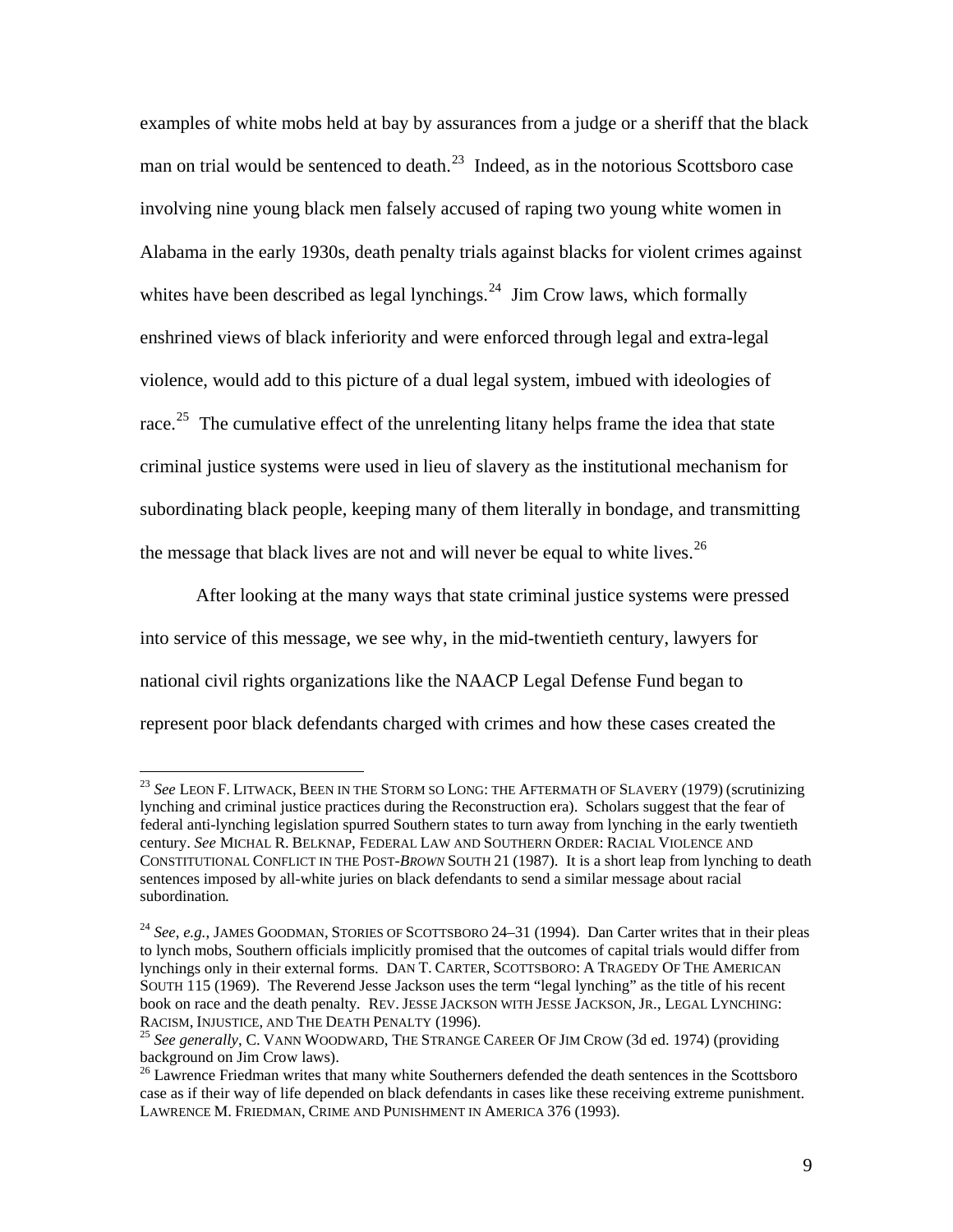examples of white mobs held at bay by assurances from a judge or a sheriff that the black man on trial would be sentenced to death.[23] Indeed, as in the notorious Scottsboro case involving nine young black men falsely accused of raping two young white women in Alabama in the early 1930s, death penalty trials against blacks for violent crimes against whites have been described as legal lynchings.[24] Jim Crow laws, which formally enshrined views of black inferiority and were enforced through legal and extra-legal violence, would add to this picture of a dual legal system, imbued with ideologies of race.[25] The cumulative effect of the unrelenting litany helps frame the idea that state criminal justice systems were used in lieu of slavery as the institutional mechanism for subordinating black people, keeping many of them literally in bondage, and transmitting the message that black lives are not and will never be equal to white lives.[26]

After looking at the many ways that state criminal justice systems were pressed into service of this message, we see why, in the mid-twentieth century, lawyers for national civil rights organizations like the NAACP Legal Defense Fund began to represent poor black defendants charged with crimes and how these cases created the

---

[23] *See* LEON F. LITWACK, BEEN IN THE STORM SO LONG: THE AFTERMATH OF SLAVERY (1979) (scrutinizing lynching and criminal justice practices during the Reconstruction era). Scholars suggest that the fear of federal anti-lynching legislation spurred Southern states to turn away from lynching in the early twentieth century. *See* MICHAL R. BELKNAP, FEDERAL LAW AND SOUTHERN ORDER: RACIAL VIOLENCE AND CONSTITUTIONAL CONFLICT IN THE POST-*BROWN* SOUTH 21 (1987). It is a short leap from lynching to death sentences imposed by all-white juries on black defendants to send a similar message about racial subordination*.*

[24] *See*, *e.g.*, JAMES GOODMAN, STORIES OF SCOTTSBORO 24–31 (1994). Dan Carter writes that in their pleas to lynch mobs, Southern officials implicitly promised that the outcomes of capital trials would differ from lynchings only in their external forms. DAN T. CARTER, SCOTTSBORO: A TRAGEDY OF THE AMERICAN SOUTH 115 (1969). The Reverend Jesse Jackson uses the term "legal lynching" as the title of his recent book on race and the death penalty. REV. JESSE JACKSON WITH JESSE JACKSON, JR., LEGAL LYNCHING: RACISM, INJUSTICE, AND THE DEATH PENALTY (1996).

[25] *See generally*, C. VANN WOODWARD, THE STRANGE CAREER OF JIM CROW (3d ed. 1974) (providing background on Jim Crow laws).

[26] Lawrence Friedman writes that many white Southerners defended the death sentences in the Scottsboro case as if their way of life depended on black defendants in cases like these receiving extreme punishment. LAWRENCE M. FRIEDMAN, CRIME AND PUNISHMENT IN AMERICA 376 (1993).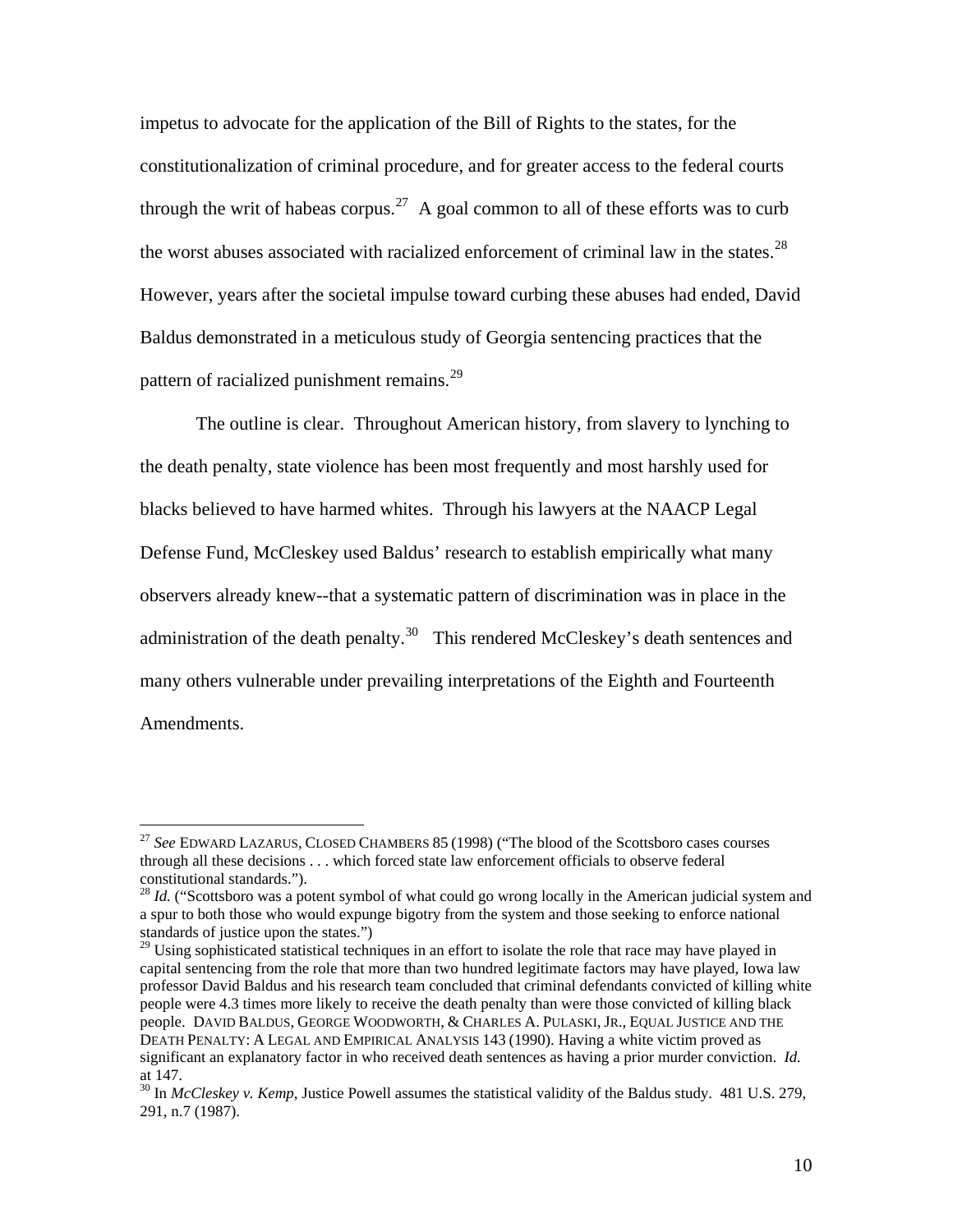impetus to advocate for the application of the Bill of Rights to the states, for the constitutionalization of criminal procedure, and for greater access to the federal courts through the writ of habeas corpus.[27] A goal common to all of these efforts was to curb the worst abuses associated with racialized enforcement of criminal law in the states.[28] However, years after the societal impulse toward curbing these abuses had ended, David Baldus demonstrated in a meticulous study of Georgia sentencing practices that the pattern of racialized punishment remains.[29]

The outline is clear. Throughout American history, from slavery to lynching to the death penalty, state violence has been most frequently and most harshly used for blacks believed to have harmed whites. Through his lawyers at the NAACP Legal Defense Fund, McCleskey used Baldus' research to establish empirically what many observers already knew--that a systematic pattern of discrimination was in place in the administration of the death penalty.[30] This rendered McCleskey's death sentences and many others vulnerable under prevailing interpretations of the Eighth and Fourteenth Amendments.

---

[27] *See* EDWARD LAZARUS, CLOSED CHAMBERS 85 (1998) ("The blood of the Scottsboro cases courses through all these decisions . . . which forced state law enforcement officials to observe federal constitutional standards.").

[28] *Id.* ("Scottsboro was a potent symbol of what could go wrong locally in the American judicial system and a spur to both those who would expunge bigotry from the system and those seeking to enforce national standards of justice upon the states.")

[29] Using sophisticated statistical techniques in an effort to isolate the role that race may have played in capital sentencing from the role that more than two hundred legitimate factors may have played, Iowa law professor David Baldus and his research team concluded that criminal defendants convicted of killing white people were 4.3 times more likely to receive the death penalty than were those convicted of killing black people. DAVID BALDUS, GEORGE WOODWORTH, & CHARLES A. PULASKI, JR., EQUAL JUSTICE AND THE DEATH PENALTY: A LEGAL AND EMPIRICAL ANALYSIS 143 (1990). Having a white victim proved as significant an explanatory factor in who received death sentences as having a prior murder conviction. *Id.* at 147.

[30] In *McCleskey v. Kemp*, Justice Powell assumes the statistical validity of the Baldus study. 481 U.S. 279, 291, n.7 (1987).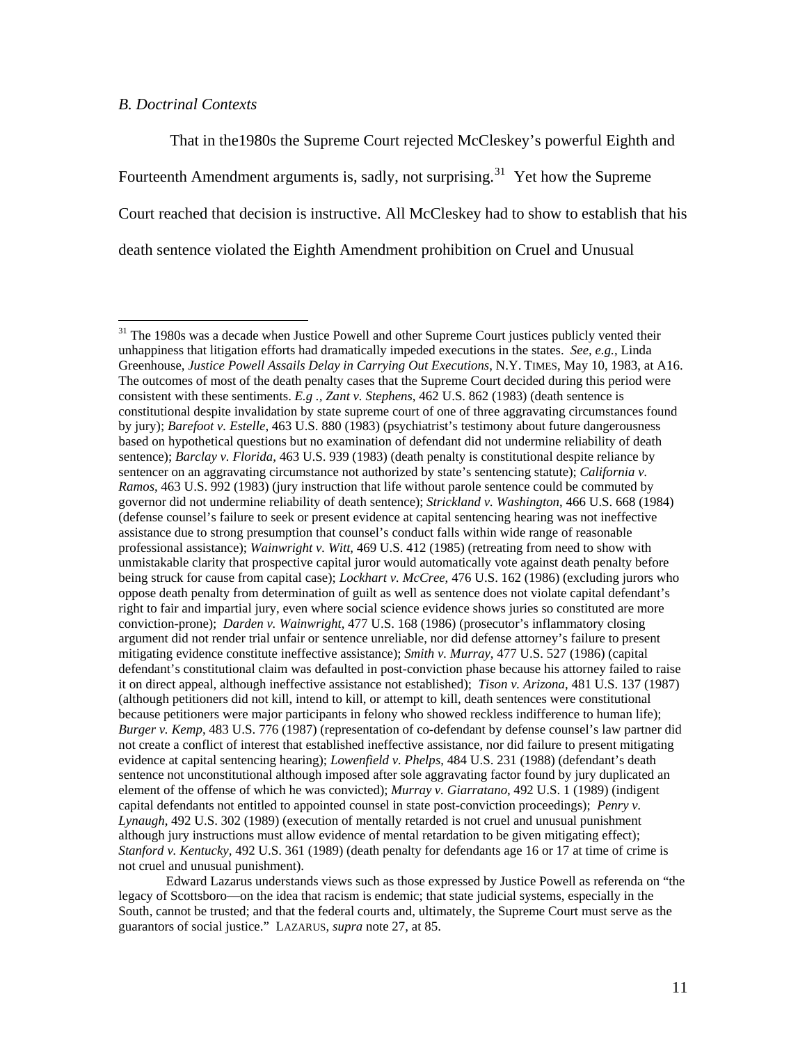*B. Doctrinal Contexts*

That in the1980s the Supreme Court rejected McCleskey's powerful Eighth and Fourteenth Amendment arguments is, sadly, not surprising.[31] Yet how the Supreme Court reached that decision is instructive. All McCleskey had to show to establish that his death sentence violated the Eighth Amendment prohibition on Cruel and Unusual

---

[31] The 1980s was a decade when Justice Powell and other Supreme Court justices publicly vented their unhappiness that litigation efforts had dramatically impeded executions in the states. *See, e.g.*, Linda Greenhouse, *Justice Powell Assails Delay in Carrying Out Executions*, N.Y. TIMES, May 10, 1983, at A16. The outcomes of most of the death penalty cases that the Supreme Court decided during this period were consistent with these sentiments. *E.g ., Zant v. Stephens*, 462 U.S. 862 (1983) (death sentence is constitutional despite invalidation by state supreme court of one of three aggravating circumstances found by jury); *Barefoot v. Estelle*, 463 U.S. 880 (1983) (psychiatrist's testimony about future dangerousness based on hypothetical questions but no examination of defendant did not undermine reliability of death sentence); *Barclay v. Florida*, 463 U.S. 939 (1983) (death penalty is constitutional despite reliance by sentencer on an aggravating circumstance not authorized by state's sentencing statute); *California v. Ramos*, 463 U.S. 992 (1983) (jury instruction that life without parole sentence could be commuted by governor did not undermine reliability of death sentence); *Strickland v. Washington*, 466 U.S. 668 (1984) (defense counsel's failure to seek or present evidence at capital sentencing hearing was not ineffective assistance due to strong presumption that counsel's conduct falls within wide range of reasonable professional assistance); *Wainwright v. Witt*, 469 U.S. 412 (1985) (retreating from need to show with unmistakable clarity that prospective capital juror would automatically vote against death penalty before being struck for cause from capital case); *Lockhart v. McCree*, 476 U.S. 162 (1986) (excluding jurors who oppose death penalty from determination of guilt as well as sentence does not violate capital defendant's right to fair and impartial jury, even where social science evidence shows juries so constituted are more conviction-prone); *Darden v. Wainwright*, 477 U.S. 168 (1986) (prosecutor's inflammatory closing argument did not render trial unfair or sentence unreliable, nor did defense attorney's failure to present mitigating evidence constitute ineffective assistance); *Smith v. Murray*, 477 U.S. 527 (1986) (capital defendant's constitutional claim was defaulted in post-conviction phase because his attorney failed to raise it on direct appeal, although ineffective assistance not established); *Tison v. Arizona*, 481 U.S. 137 (1987) (although petitioners did not kill, intend to kill, or attempt to kill, death sentences were constitutional because petitioners were major participants in felony who showed reckless indifference to human life); *Burger v. Kemp*, 483 U.S. 776 (1987) (representation of co-defendant by defense counsel's law partner did not create a conflict of interest that established ineffective assistance, nor did failure to present mitigating evidence at capital sentencing hearing); *Lowenfield v. Phelps*, 484 U.S. 231 (1988) (defendant's death sentence not unconstitutional although imposed after sole aggravating factor found by jury duplicated an element of the offense of which he was convicted); *Murray v. Giarratano*, 492 U.S. 1 (1989) (indigent capital defendants not entitled to appointed counsel in state post-conviction proceedings); *Penry v. Lynaugh*, 492 U.S. 302 (1989) (execution of mentally retarded is not cruel and unusual punishment although jury instructions must allow evidence of mental retardation to be given mitigating effect); *Stanford v. Kentucky*, 492 U.S. 361 (1989) (death penalty for defendants age 16 or 17 at time of crime is not cruel and unusual punishment).

Edward Lazarus understands views such as those expressed by Justice Powell as referenda on "the legacy of Scottsboro—on the idea that racism is endemic; that state judicial systems, especially in the South, cannot be trusted; and that the federal courts and, ultimately, the Supreme Court must serve as the guarantors of social justice." LAZARUS, *supra* note 27, at 85.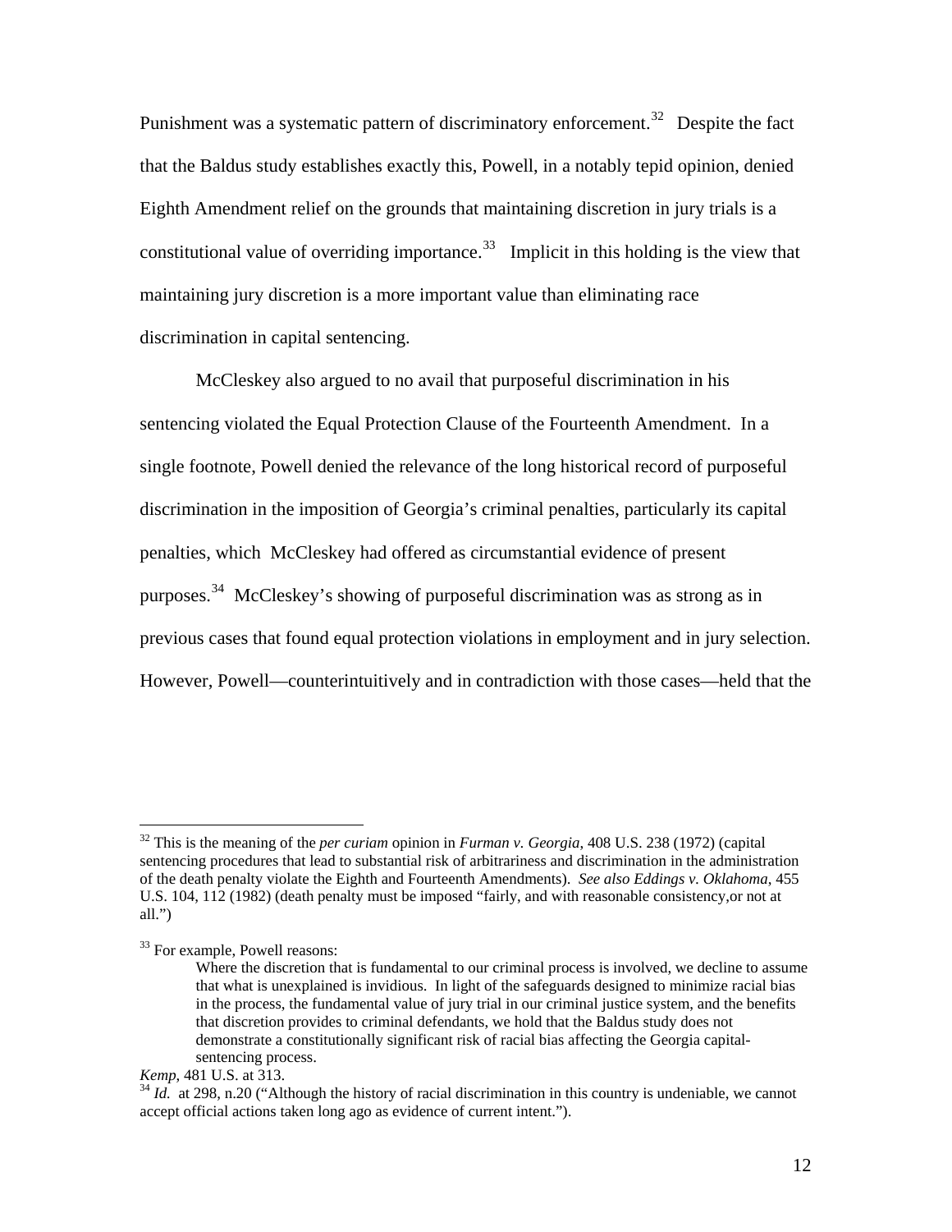Punishment was a systematic pattern of discriminatory enforcement.[32] Despite the fact that the Baldus study establishes exactly this, Powell, in a notably tepid opinion, denied Eighth Amendment relief on the grounds that maintaining discretion in jury trials is a constitutional value of overriding importance.[33] Implicit in this holding is the view that maintaining jury discretion is a more important value than eliminating race discrimination in capital sentencing.

McCleskey also argued to no avail that purposeful discrimination in his sentencing violated the Equal Protection Clause of the Fourteenth Amendment. In a single footnote, Powell denied the relevance of the long historical record of purposeful discrimination in the imposition of Georgia's criminal penalties, particularly its capital penalties, which McCleskey had offered as circumstantial evidence of present purposes.[34] McCleskey's showing of purposeful discrimination was as strong as in previous cases that found equal protection violations in employment and in jury selection. However, Powell—counterintuitively and in contradiction with those cases—held that the

---

[32] This is the meaning of the *per curiam* opinion in *Furman v. Georgia*, 408 U.S. 238 (1972) (capital sentencing procedures that lead to substantial risk of arbitrariness and discrimination in the administration of the death penalty violate the Eighth and Fourteenth Amendments). *See also Eddings v. Oklahoma*, 455 U.S. 104, 112 (1982) (death penalty must be imposed "fairly, and with reasonable consistency,or not at all.")

[33] For example, Powell reasons:

> Where the discretion that is fundamental to our criminal process is involved, we decline to assume that what is unexplained is invidious. In light of the safeguards designed to minimize racial bias in the process, the fundamental value of jury trial in our criminal justice system, and the benefits that discretion provides to criminal defendants, we hold that the Baldus study does not demonstrate a constitutionally significant risk of racial bias affecting the Georgia capital-sentencing process.

*Kemp*, 481 U.S. at 313.

[34] *Id.* at 298, n.20 ("Although the history of racial discrimination in this country is undeniable, we cannot accept official actions taken long ago as evidence of current intent.").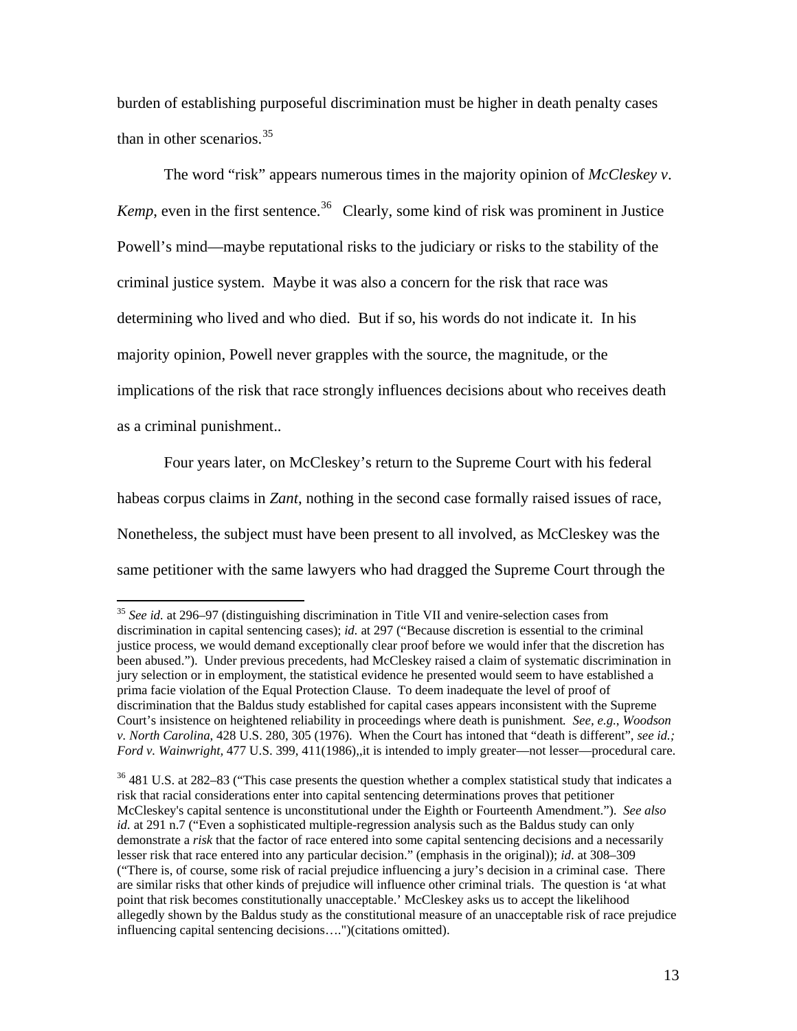burden of establishing purposeful discrimination must be higher in death penalty cases than in other scenarios.[35]

The word "risk" appears numerous times in the majority opinion of *McCleskey v. Kemp*, even in the first sentence.[36] Clearly, some kind of risk was prominent in Justice Powell's mind—maybe reputational risks to the judiciary or risks to the stability of the criminal justice system. Maybe it was also a concern for the risk that race was determining who lived and who died. But if so, his words do not indicate it. In his majority opinion, Powell never grapples with the source, the magnitude, or the implications of the risk that race strongly influences decisions about who receives death as a criminal punishment..

Four years later, on McCleskey's return to the Supreme Court with his federal habeas corpus claims in *Zant*, nothing in the second case formally raised issues of race, Nonetheless, the subject must have been present to all involved, as McCleskey was the same petitioner with the same lawyers who had dragged the Supreme Court through the

---

[35] *See id.* at 296–97 (distinguishing discrimination in Title VII and venire-selection cases from discrimination in capital sentencing cases); *id.* at 297 ("Because discretion is essential to the criminal justice process, we would demand exceptionally clear proof before we would infer that the discretion has been abused."). Under previous precedents, had McCleskey raised a claim of systematic discrimination in jury selection or in employment, the statistical evidence he presented would seem to have established a prima facie violation of the Equal Protection Clause. To deem inadequate the level of proof of discrimination that the Baldus study established for capital cases appears inconsistent with the Supreme Court's insistence on heightened reliability in proceedings where death is punishment*. See, e.g.*, *Woodson v. North Carolina*, 428 U.S. 280, 305 (1976). When the Court has intoned that "death is different", *see id.; Ford v. Wainwright*, 477 U.S. 399, 411(1986),,it is intended to imply greater—not lesser—procedural care.

[36] 481 U.S. at 282–83 ("This case presents the question whether a complex statistical study that indicates a risk that racial considerations enter into capital sentencing determinations proves that petitioner McCleskey's capital sentence is unconstitutional under the Eighth or Fourteenth Amendment."). *See also id.* at 291 n.7 ("Even a sophisticated multiple-regression analysis such as the Baldus study can only demonstrate a *risk* that the factor of race entered into some capital sentencing decisions and a necessarily lesser risk that race entered into any particular decision." (emphasis in the original)); *id*. at 308–309 ("There is, of course, some risk of racial prejudice influencing a jury's decision in a criminal case. There are similar risks that other kinds of prejudice will influence other criminal trials. The question is 'at what point that risk becomes constitutionally unacceptable.' McCleskey asks us to accept the likelihood allegedly shown by the Baldus study as the constitutional measure of an unacceptable risk of race prejudice influencing capital sentencing decisions….")(citations omitted).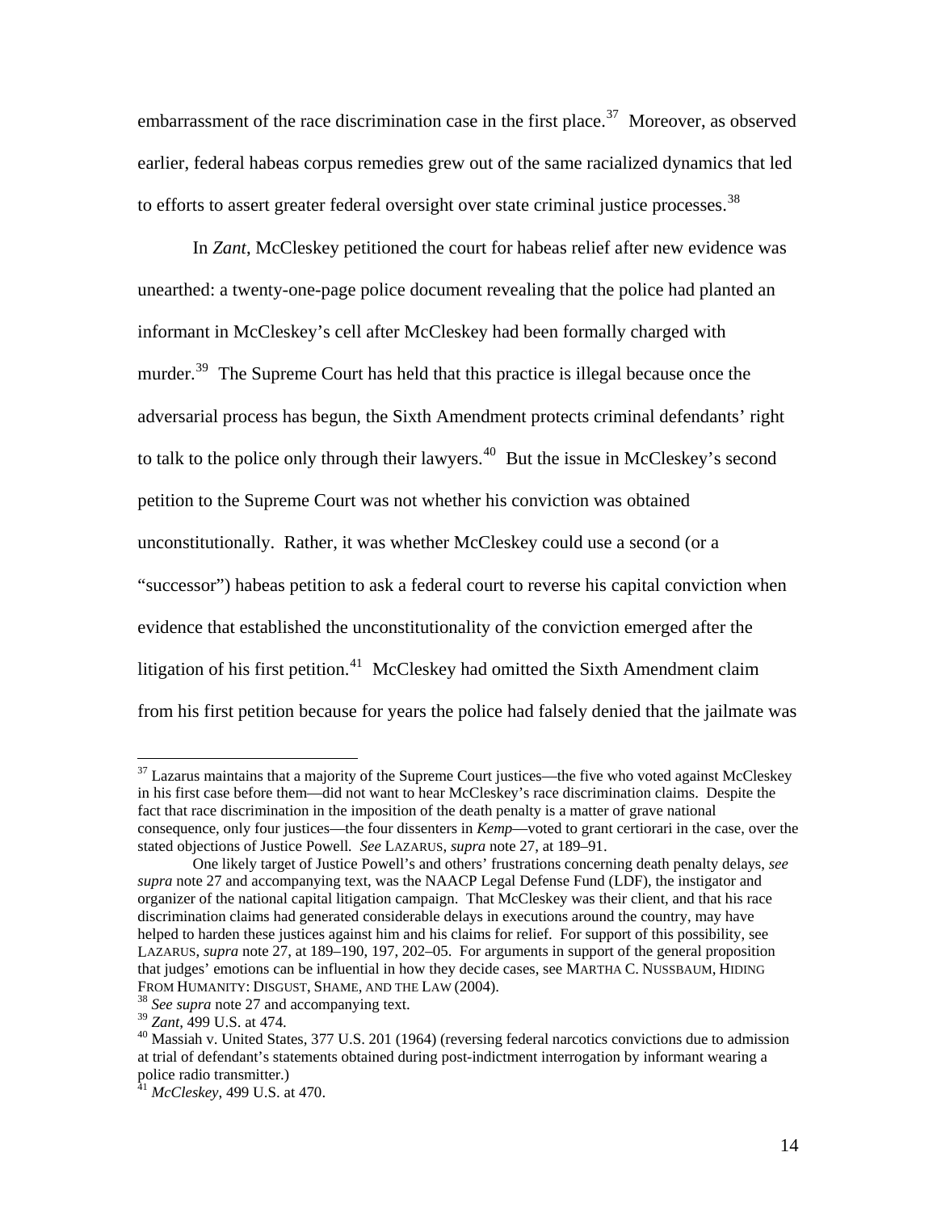embarrassment of the race discrimination case in the first place.[37] Moreover, as observed earlier, federal habeas corpus remedies grew out of the same racialized dynamics that led to efforts to assert greater federal oversight over state criminal justice processes.[38]

In *Zant*, McCleskey petitioned the court for habeas relief after new evidence was unearthed: a twenty-one-page police document revealing that the police had planted an informant in McCleskey's cell after McCleskey had been formally charged with murder.[39] The Supreme Court has held that this practice is illegal because once the adversarial process has begun, the Sixth Amendment protects criminal defendants' right to talk to the police only through their lawyers.[40] But the issue in McCleskey's second petition to the Supreme Court was not whether his conviction was obtained unconstitutionally. Rather, it was whether McCleskey could use a second (or a "successor") habeas petition to ask a federal court to reverse his capital conviction when evidence that established the unconstitutionality of the conviction emerged after the litigation of his first petition.[41] McCleskey had omitted the Sixth Amendment claim from his first petition because for years the police had falsely denied that the jailmate was

---

[37] Lazarus maintains that a majority of the Supreme Court justices—the five who voted against McCleskey in his first case before them—did not want to hear McCleskey's race discrimination claims. Despite the fact that race discrimination in the imposition of the death penalty is a matter of grave national consequence, only four justices—the four dissenters in *Kemp*—voted to grant certiorari in the case, over the stated objections of Justice Powell. *See* LAZARUS, *supra* note 27, at 189–91.

One likely target of Justice Powell's and others' frustrations concerning death penalty delays, *see supra* note 27 and accompanying text, was the NAACP Legal Defense Fund (LDF), the instigator and organizer of the national capital litigation campaign. That McCleskey was their client, and that his race discrimination claims had generated considerable delays in executions around the country, may have helped to harden these justices against him and his claims for relief. For support of this possibility, see LAZARUS, *supra* note 27, at 189–190, 197, 202–05. For arguments in support of the general proposition that judges' emotions can be influential in how they decide cases, see MARTHA C. NUSSBAUM, HIDING FROM HUMANITY: DISGUST, SHAME, AND THE LAW (2004).

[38] *See supra* note 27 and accompanying text.

[39] *Zant*, 499 U.S. at 474.

[40] Massiah v. United States, 377 U.S. 201 (1964) (reversing federal narcotics convictions due to admission at trial of defendant's statements obtained during post-indictment interrogation by informant wearing a police radio transmitter.)

[41] *McCleskey*, 499 U.S. at 470.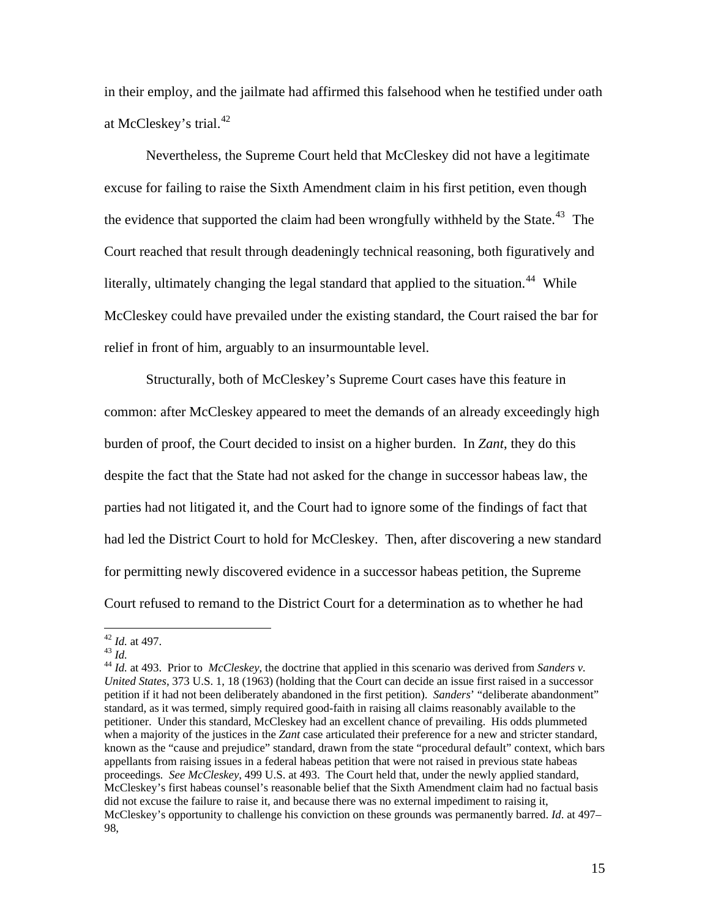in their employ, and the jailmate had affirmed this falsehood when he testified under oath at McCleskey's trial.[42]

Nevertheless, the Supreme Court held that McCleskey did not have a legitimate excuse for failing to raise the Sixth Amendment claim in his first petition, even though the evidence that supported the claim had been wrongfully withheld by the State.[43] The Court reached that result through deadeningly technical reasoning, both figuratively and literally, ultimately changing the legal standard that applied to the situation.[44] While McCleskey could have prevailed under the existing standard, the Court raised the bar for relief in front of him, arguably to an insurmountable level.

Structurally, both of McCleskey's Supreme Court cases have this feature in common: after McCleskey appeared to meet the demands of an already exceedingly high burden of proof, the Court decided to insist on a higher burden. In *Zant*, they do this despite the fact that the State had not asked for the change in successor habeas law, the parties had not litigated it, and the Court had to ignore some of the findings of fact that had led the District Court to hold for McCleskey. Then, after discovering a new standard for permitting newly discovered evidence in a successor habeas petition, the Supreme Court refused to remand to the District Court for a determination as to whether he had

---

[42] *Id.* at 497.

[43] *Id.*

[44] *Id.* at 493. Prior to *McCleskey*, the doctrine that applied in this scenario was derived from *Sanders v. United States*, 373 U.S. 1, 18 (1963) (holding that the Court can decide an issue first raised in a successor petition if it had not been deliberately abandoned in the first petition). *Sanders*' "deliberate abandonment" standard, as it was termed, simply required good-faith in raising all claims reasonably available to the petitioner. Under this standard, McCleskey had an excellent chance of prevailing. His odds plummeted when a majority of the justices in the *Zant* case articulated their preference for a new and stricter standard, known as the "cause and prejudice" standard, drawn from the state "procedural default" context, which bars appellants from raising issues in a federal habeas petition that were not raised in previous state habeas proceedings. *See McCleskey*, 499 U.S. at 493. The Court held that, under the newly applied standard, McCleskey's first habeas counsel's reasonable belief that the Sixth Amendment claim had no factual basis did not excuse the failure to raise it, and because there was no external impediment to raising it, McCleskey's opportunity to challenge his conviction on these grounds was permanently barred. *Id*. at 497–98,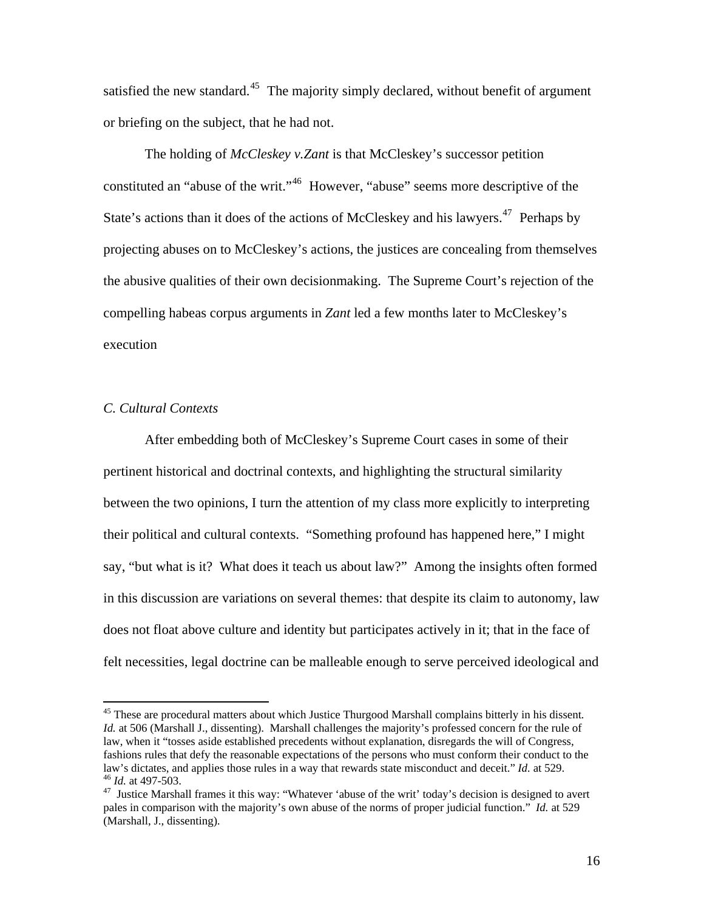satisfied the new standard.[45] The majority simply declared, without benefit of argument or briefing on the subject, that he had not.

The holding of *McCleskey v.Zant* is that McCleskey's successor petition constituted an "abuse of the writ."[46] However, "abuse" seems more descriptive of the State's actions than it does of the actions of McCleskey and his lawyers.[47] Perhaps by projecting abuses on to McCleskey's actions, the justices are concealing from themselves the abusive qualities of their own decisionmaking. The Supreme Court's rejection of the compelling habeas corpus arguments in *Zant* led a few months later to McCleskey's execution

### *C. Cultural Contexts*

After embedding both of McCleskey's Supreme Court cases in some of their pertinent historical and doctrinal contexts, and highlighting the structural similarity between the two opinions, I turn the attention of my class more explicitly to interpreting their political and cultural contexts. "Something profound has happened here," I might say, "but what is it? What does it teach us about law?" Among the insights often formed in this discussion are variations on several themes: that despite its claim to autonomy, law does not float above culture and identity but participates actively in it; that in the face of felt necessities, legal doctrine can be malleable enough to serve perceived ideological and

---

[45] These are procedural matters about which Justice Thurgood Marshall complains bitterly in his dissent. *Id.* at 506 (Marshall J., dissenting). Marshall challenges the majority's professed concern for the rule of law, when it "tosses aside established precedents without explanation, disregards the will of Congress, fashions rules that defy the reasonable expectations of the persons who must conform their conduct to the law's dictates, and applies those rules in a way that rewards state misconduct and deceit." *Id.* at 529.

[46] *Id.* at 497-503.

[47] Justice Marshall frames it this way: "Whatever 'abuse of the writ' today's decision is designed to avert pales in comparison with the majority's own abuse of the norms of proper judicial function." *Id.* at 529 (Marshall, J., dissenting).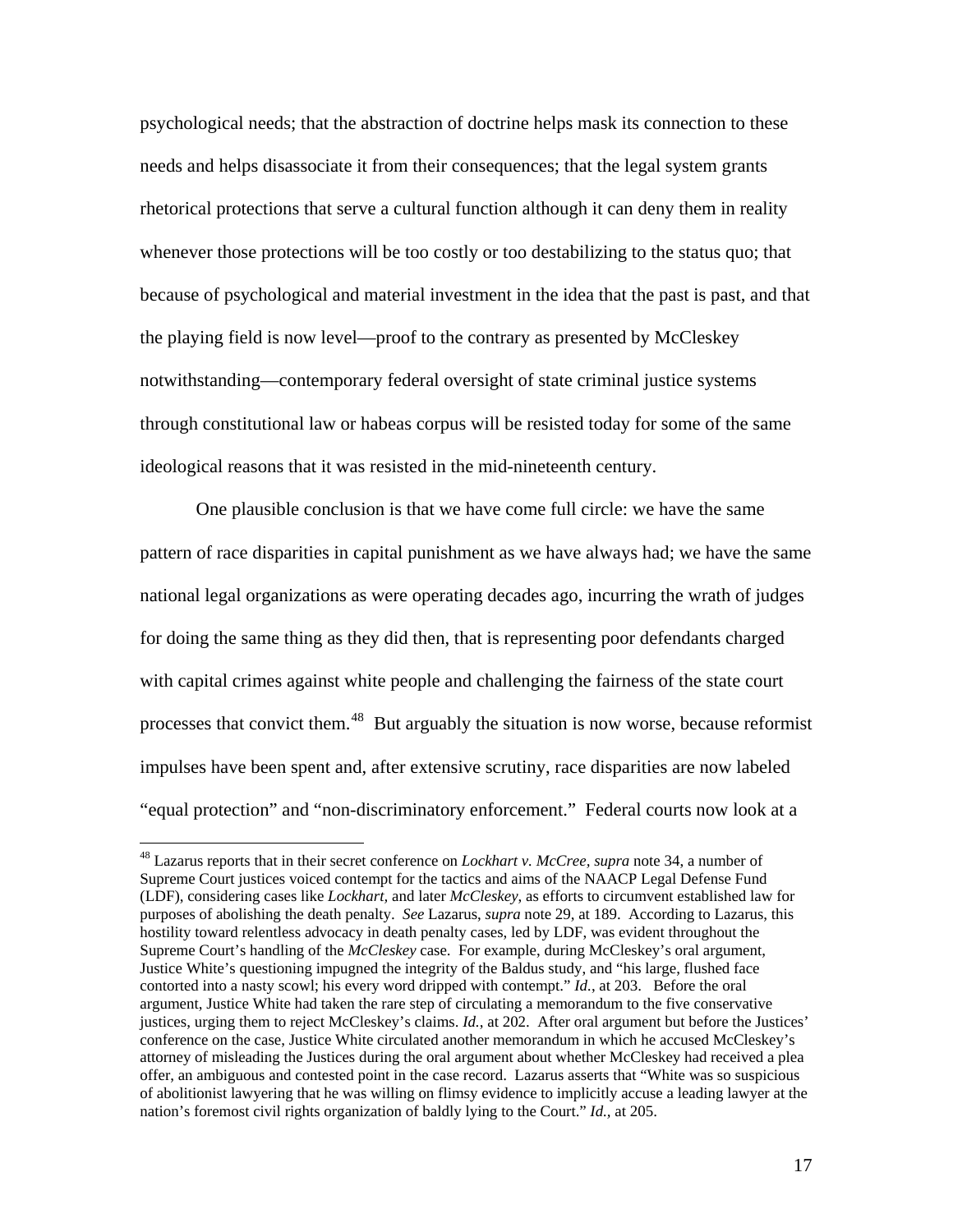psychological needs; that the abstraction of doctrine helps mask its connection to these needs and helps disassociate it from their consequences; that the legal system grants rhetorical protections that serve a cultural function although it can deny them in reality whenever those protections will be too costly or too destabilizing to the status quo; that because of psychological and material investment in the idea that the past is past, and that the playing field is now level—proof to the contrary as presented by McCleskey notwithstanding—contemporary federal oversight of state criminal justice systems through constitutional law or habeas corpus will be resisted today for some of the same ideological reasons that it was resisted in the mid-nineteenth century.

One plausible conclusion is that we have come full circle: we have the same pattern of race disparities in capital punishment as we have always had; we have the same national legal organizations as were operating decades ago, incurring the wrath of judges for doing the same thing as they did then, that is representing poor defendants charged with capital crimes against white people and challenging the fairness of the state court processes that convict them.[48] But arguably the situation is now worse, because reformist impulses have been spent and, after extensive scrutiny, race disparities are now labeled "equal protection" and "non-discriminatory enforcement." Federal courts now look at a

---

[48] Lazarus reports that in their secret conference on *Lockhart v. McCree, supra* note 34, a number of Supreme Court justices voiced contempt for the tactics and aims of the NAACP Legal Defense Fund (LDF), considering cases like *Lockhart,* and later *McCleskey*, as efforts to circumvent established law for purposes of abolishing the death penalty. *See* Lazarus, *supra* note 29, at 189. According to Lazarus, this hostility toward relentless advocacy in death penalty cases, led by LDF, was evident throughout the Supreme Court's handling of the *McCleskey* case. For example, during McCleskey's oral argument, Justice White's questioning impugned the integrity of the Baldus study, and "his large, flushed face contorted into a nasty scowl; his every word dripped with contempt." *Id.*, at 203. Before the oral argument, Justice White had taken the rare step of circulating a memorandum to the five conservative justices, urging them to reject McCleskey's claims. *Id.*, at 202. After oral argument but before the Justices' conference on the case, Justice White circulated another memorandum in which he accused McCleskey's attorney of misleading the Justices during the oral argument about whether McCleskey had received a plea offer, an ambiguous and contested point in the case record. Lazarus asserts that "White was so suspicious of abolitionist lawyering that he was willing on flimsy evidence to implicitly accuse a leading lawyer at the nation's foremost civil rights organization of baldly lying to the Court." *Id.*, at 205.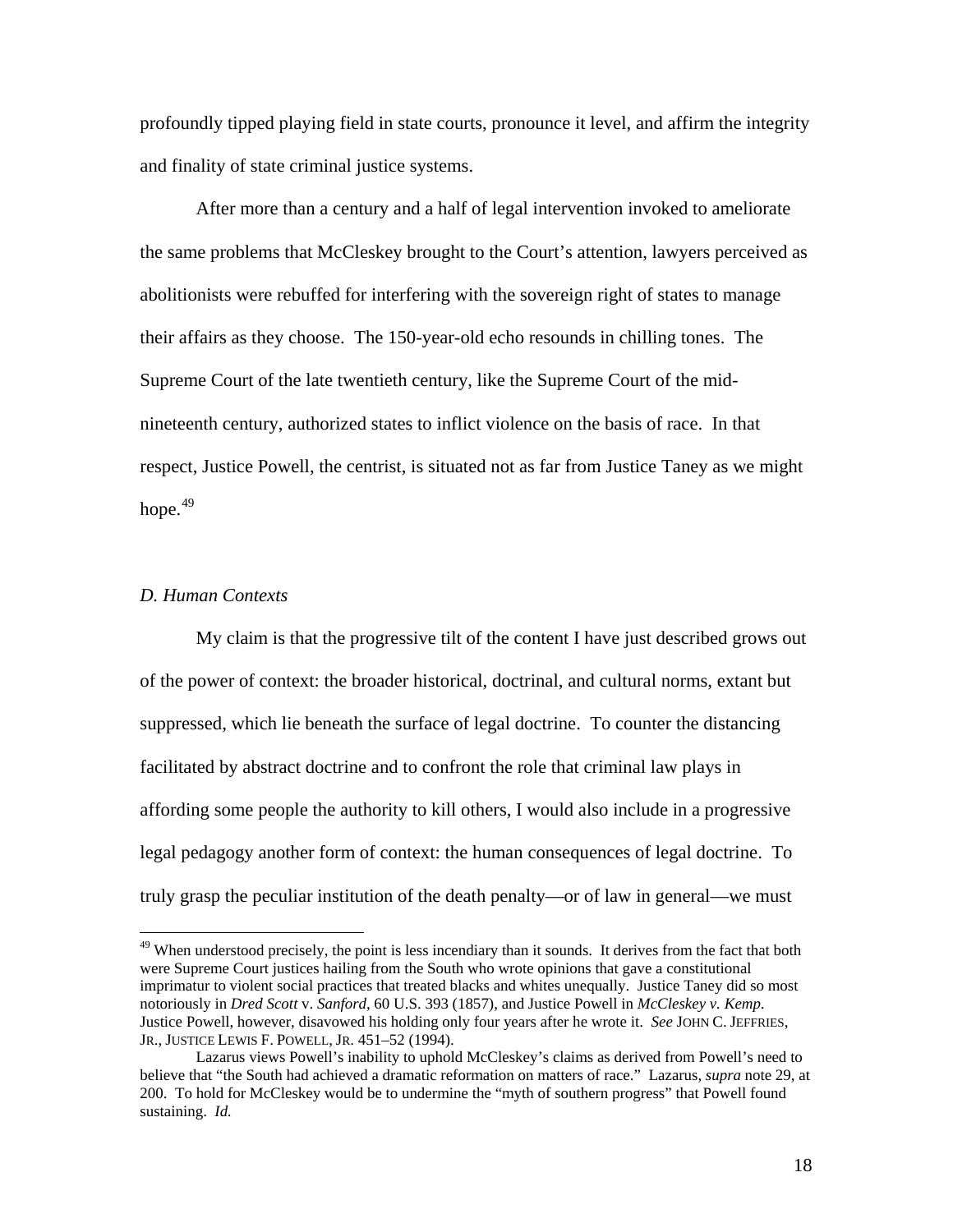profoundly tipped playing field in state courts, pronounce it level, and affirm the integrity and finality of state criminal justice systems.

After more than a century and a half of legal intervention invoked to ameliorate the same problems that McCleskey brought to the Court's attention, lawyers perceived as abolitionists were rebuffed for interfering with the sovereign right of states to manage their affairs as they choose. The 150-year-old echo resounds in chilling tones. The Supreme Court of the late twentieth century, like the Supreme Court of the mid-nineteenth century, authorized states to inflict violence on the basis of race. In that respect, Justice Powell, the centrist, is situated not as far from Justice Taney as we might hope.[49]

### *D. Human Contexts*

My claim is that the progressive tilt of the content I have just described grows out of the power of context: the broader historical, doctrinal, and cultural norms, extant but suppressed, which lie beneath the surface of legal doctrine. To counter the distancing facilitated by abstract doctrine and to confront the role that criminal law plays in affording some people the authority to kill others, I would also include in a progressive legal pedagogy another form of context: the human consequences of legal doctrine. To truly grasp the peculiar institution of the death penalty—or of law in general—we must

---

[49] When understood precisely, the point is less incendiary than it sounds. It derives from the fact that both were Supreme Court justices hailing from the South who wrote opinions that gave a constitutional imprimatur to violent social practices that treated blacks and whites unequally. Justice Taney did so most notoriously in *Dred Scott* v. *Sanford*, 60 U.S. 393 (1857), and Justice Powell in *McCleskey v. Kemp.* Justice Powell, however, disavowed his holding only four years after he wrote it. *See* JOHN C. JEFFRIES, JR., JUSTICE LEWIS F. POWELL, JR. 451–52 (1994).

Lazarus views Powell's inability to uphold McCleskey's claims as derived from Powell's need to believe that "the South had achieved a dramatic reformation on matters of race." Lazarus, *supra* note 29, at 200. To hold for McCleskey would be to undermine the "myth of southern progress" that Powell found sustaining. *Id.*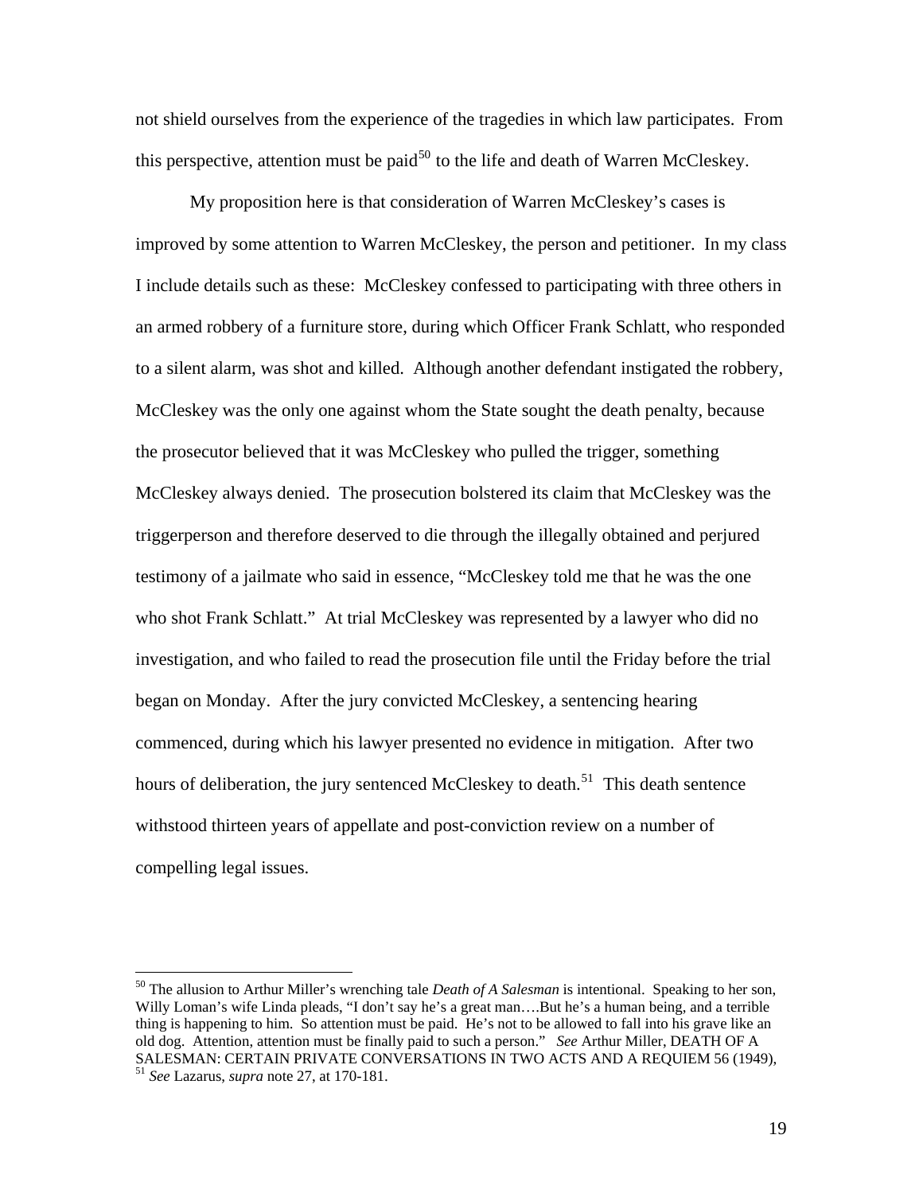not shield ourselves from the experience of the tragedies in which law participates. From this perspective, attention must be paid[50] to the life and death of Warren McCleskey.

My proposition here is that consideration of Warren McCleskey's cases is improved by some attention to Warren McCleskey, the person and petitioner. In my class I include details such as these: McCleskey confessed to participating with three others in an armed robbery of a furniture store, during which Officer Frank Schlatt, who responded to a silent alarm, was shot and killed. Although another defendant instigated the robbery, McCleskey was the only one against whom the State sought the death penalty, because the prosecutor believed that it was McCleskey who pulled the trigger, something McCleskey always denied. The prosecution bolstered its claim that McCleskey was the triggerperson and therefore deserved to die through the illegally obtained and perjured testimony of a jailmate who said in essence, "McCleskey told me that he was the one who shot Frank Schlatt." At trial McCleskey was represented by a lawyer who did no investigation, and who failed to read the prosecution file until the Friday before the trial began on Monday. After the jury convicted McCleskey, a sentencing hearing commenced, during which his lawyer presented no evidence in mitigation. After two hours of deliberation, the jury sentenced McCleskey to death.[51] This death sentence withstood thirteen years of appellate and post-conviction review on a number of compelling legal issues.

---

[50] The allusion to Arthur Miller's wrenching tale *Death of A Salesman* is intentional. Speaking to her son, Willy Loman's wife Linda pleads, "I don't say he's a great man….But he's a human being, and a terrible thing is happening to him. So attention must be paid. He's not to be allowed to fall into his grave like an old dog. Attention, attention must be finally paid to such a person." *See* Arthur Miller, DEATH OF A SALESMAN: CERTAIN PRIVATE CONVERSATIONS IN TWO ACTS AND A REQUIEM 56 (1949),

[51] *See* Lazarus, *supra* note 27, at 170-181.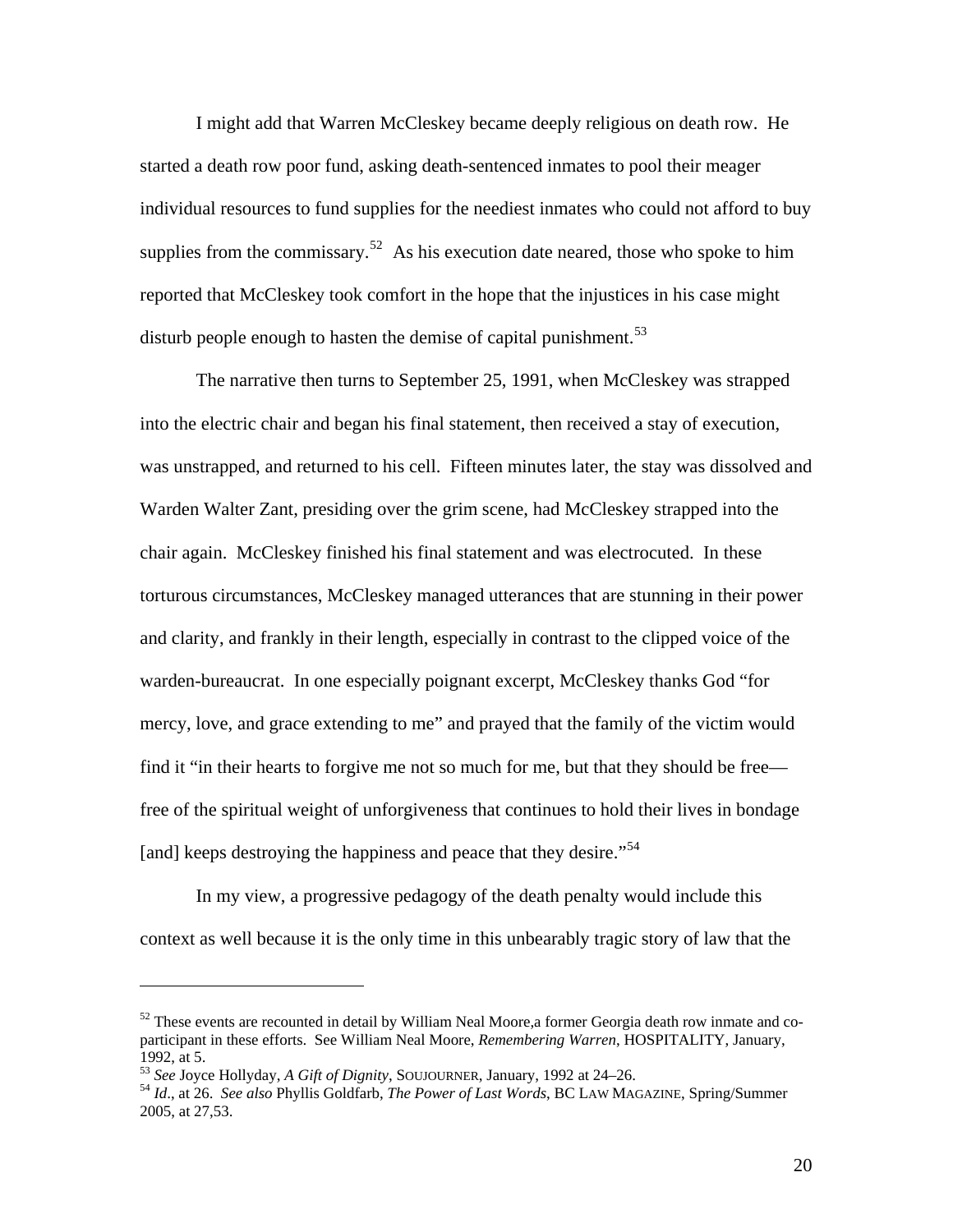I might add that Warren McCleskey became deeply religious on death row. He started a death row poor fund, asking death-sentenced inmates to pool their meager individual resources to fund supplies for the neediest inmates who could not afford to buy supplies from the commissary.[52] As his execution date neared, those who spoke to him reported that McCleskey took comfort in the hope that the injustices in his case might disturb people enough to hasten the demise of capital punishment.[53]

The narrative then turns to September 25, 1991, when McCleskey was strapped into the electric chair and began his final statement, then received a stay of execution, was unstrapped, and returned to his cell. Fifteen minutes later, the stay was dissolved and Warden Walter Zant, presiding over the grim scene, had McCleskey strapped into the chair again. McCleskey finished his final statement and was electrocuted. In these torturous circumstances, McCleskey managed utterances that are stunning in their power and clarity, and frankly in their length, especially in contrast to the clipped voice of the warden-bureaucrat. In one especially poignant excerpt, McCleskey thanks God "for mercy, love, and grace extending to me" and prayed that the family of the victim would find it "in their hearts to forgive me not so much for me, but that they should be free—free of the spiritual weight of unforgiveness that continues to hold their lives in bondage [and] keeps destroying the happiness and peace that they desire."[54]

In my view, a progressive pedagogy of the death penalty would include this context as well because it is the only time in this unbearably tragic story of law that the

---

[52] These events are recounted in detail by William Neal Moore,a former Georgia death row inmate and co-participant in these efforts. See William Neal Moore, *Remembering Warren*, HOSPITALITY, January, 1992, at 5.

[53] *See* Joyce Hollyday, *A Gift of Dignity*, SOUJOURNER, January, 1992 at 24–26.

[54] *Id*., at 26. *See also* Phyllis Goldfarb, *The Power of Last Words*, BC LAW MAGAZINE, Spring/Summer 2005, at 27,53.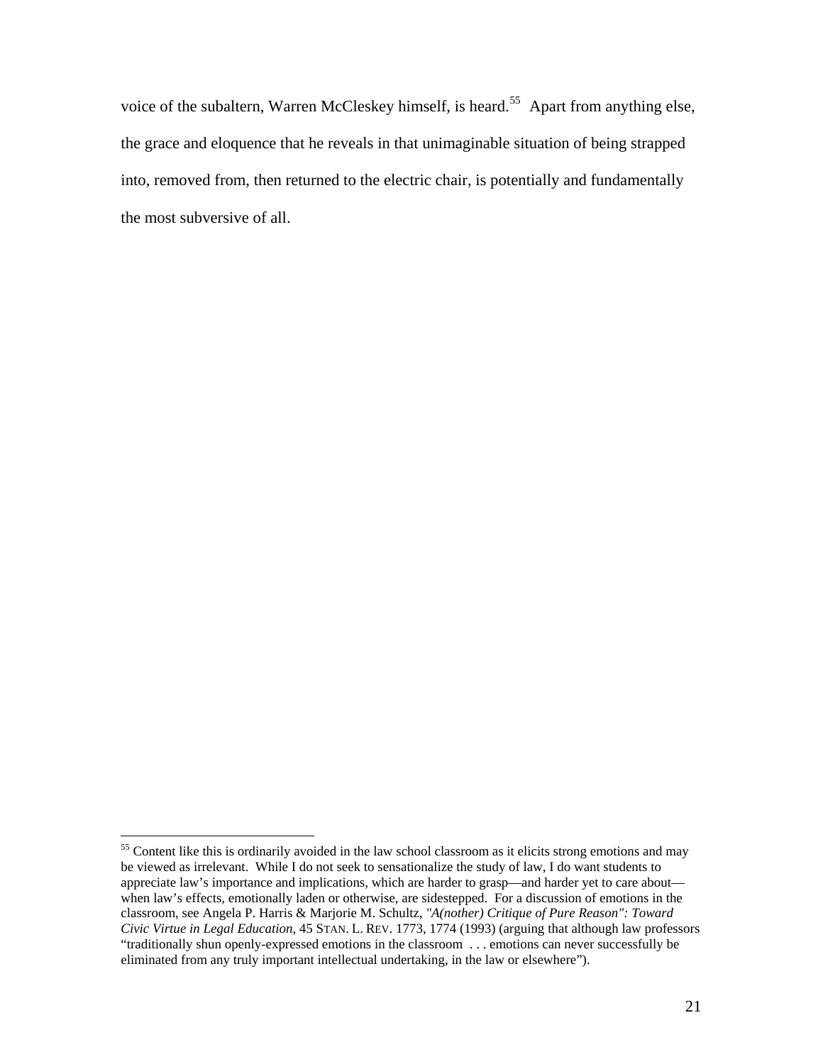voice of the subaltern, Warren McCleskey himself, is heard.[55] Apart from anything else, the grace and eloquence that he reveals in that unimaginable situation of being strapped into, removed from, then returned to the electric chair, is potentially and fundamentally the most subversive of all.

---

[55] Content like this is ordinarily avoided in the law school classroom as it elicits strong emotions and may be viewed as irrelevant. While I do not seek to sensationalize the study of law, I do want students to appreciate law's importance and implications, which are harder to grasp—and harder yet to care about—when law's effects, emotionally laden or otherwise, are sidestepped. For a discussion of emotions in the classroom, see Angela P. Harris & Marjorie M. Schultz, *"A(nother) Critique of Pure Reason": Toward Civic Virtue in Legal Education*, 45 STAN. L. REV. 1773, 1774 (1993) (arguing that although law professors "traditionally shun openly-expressed emotions in the classroom . . . emotions can never successfully be eliminated from any truly important intellectual undertaking, in the law or elsewhere").